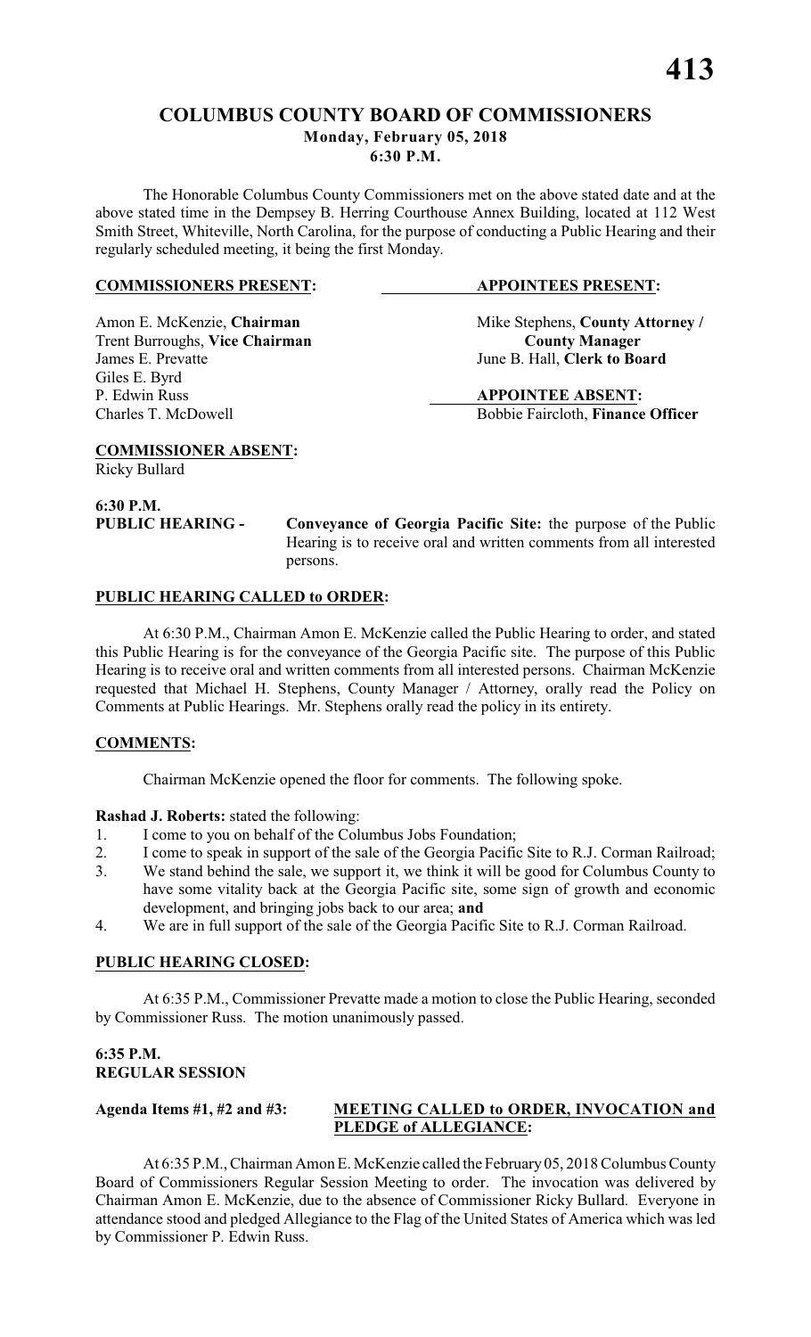# COLUMBUS COUNTY BOARD OF COMMISSIONERS

**Monday, February 05, 2018**
**6:30 P.M.**

The Honorable Columbus County Commissioners met on the above stated date and at the above stated time in the Dempsey B. Herring Courthouse Annex Building, located at 112 West Smith Street, Whiteville, North Carolina, for the purpose of conducting a Public Hearing and their regularly scheduled meeting, it being the first Monday.

**COMMISSIONERS PRESENT:**

Amon E. McKenzie, **Chairman**
Trent Burroughs, **Vice Chairman**
James E. Prevatte
Giles E. Byrd
P. Edwin Russ
Charles T. McDowell

**APPOINTEES PRESENT:**

Mike Stephens, **County Attorney / County Manager**
June B. Hall, **Clerk to Board**

**APPOINTEE ABSENT:**

Bobbie Faircloth, **Finance Officer**

**COMMISSIONER ABSENT:**

Ricky Bullard

**6:30 P.M.**
**PUBLIC HEARING -** **Conveyance of Georgia Pacific Site:** the purpose of the Public Hearing is to receive oral and written comments from all interested persons.

**PUBLIC HEARING CALLED to ORDER:**

At 6:30 P.M., Chairman Amon E. McKenzie called the Public Hearing to order, and stated this Public Hearing is for the conveyance of the Georgia Pacific site. The purpose of this Public Hearing is to receive oral and written comments from all interested persons. Chairman McKenzie requested that Michael H. Stephens, County Manager / Attorney, orally read the Policy on Comments at Public Hearings. Mr. Stephens orally read the policy in its entirety.

**COMMENTS:**

Chairman McKenzie opened the floor for comments. The following spoke.

**Rashad J. Roberts:** stated the following:

1. I come to you on behalf of the Columbus Jobs Foundation;
2. I come to speak in support of the sale of the Georgia Pacific Site to R.J. Corman Railroad;
3. We stand behind the sale, we support it, we think it will be good for Columbus County to have some vitality back at the Georgia Pacific site, some sign of growth and economic development, and bringing jobs back to our area; **and**
4. We are in full support of the sale of the Georgia Pacific Site to R.J. Corman Railroad.

**PUBLIC HEARING CLOSED:**

At 6:35 P.M., Commissioner Prevatte made a motion to close the Public Hearing, seconded by Commissioner Russ. The motion unanimously passed.

**6:35 P.M.**
**REGULAR SESSION**

**Agenda Items #1, #2 and #3:** **MEETING CALLED to ORDER, INVOCATION and PLEDGE of ALLEGIANCE:**

At 6:35 P.M., Chairman Amon E. McKenzie called the February 05, 2018 Columbus County Board of Commissioners Regular Session Meeting to order. The invocation was delivered by Chairman Amon E. McKenzie, due to the absence of Commissioner Ricky Bullard. Everyone in attendance stood and pledged Allegiance to the Flag of the United States of America which was led by Commissioner P. Edwin Russ.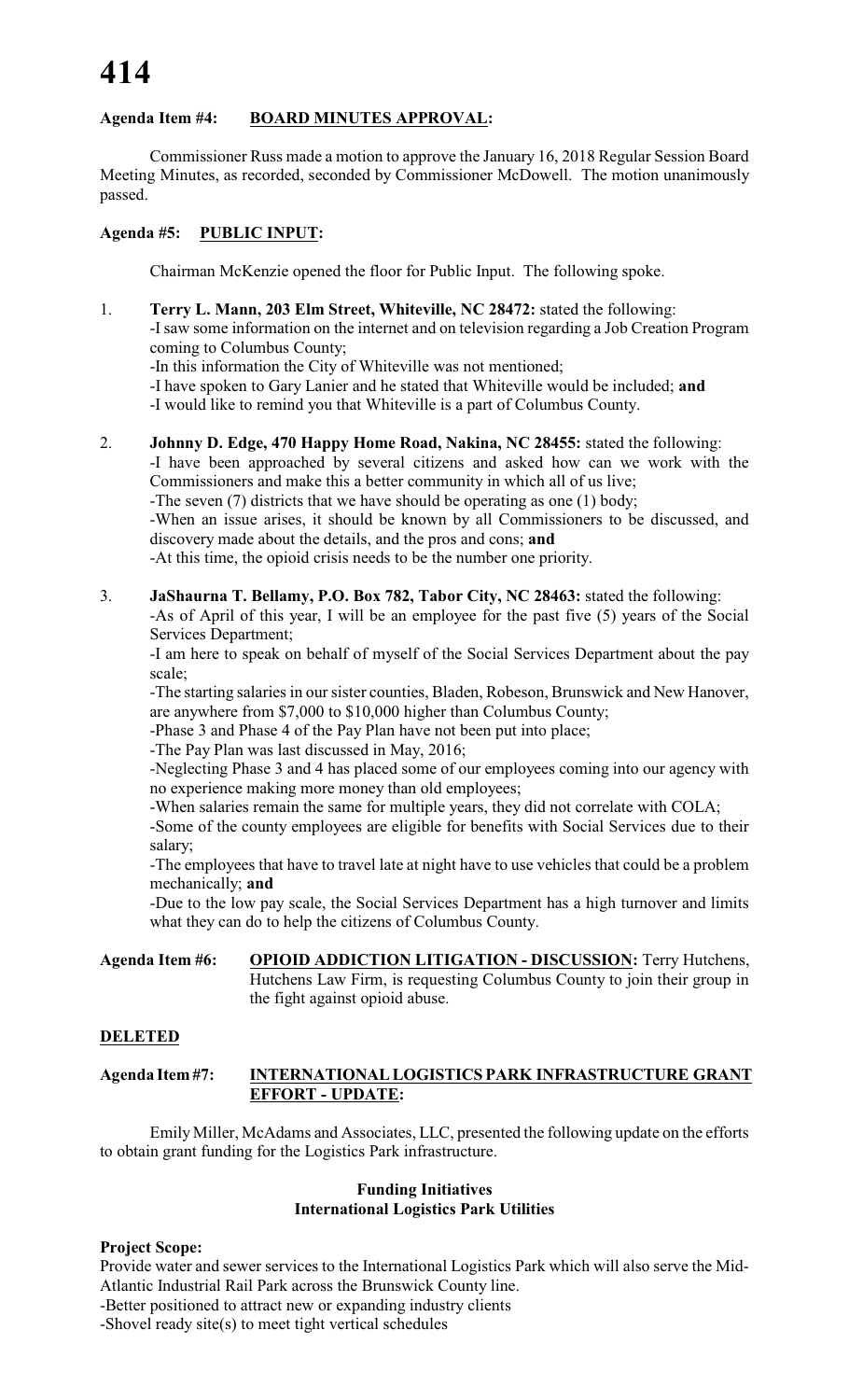**Agenda Item #4: BOARD MINUTES APPROVAL:**

Commissioner Russ made a motion to approve the January 16, 2018 Regular Session Board Meeting Minutes, as recorded, seconded by Commissioner McDowell. The motion unanimously passed.

**Agenda #5: PUBLIC INPUT:**

Chairman McKenzie opened the floor for Public Input. The following spoke.

1. **Terry L. Mann, 203 Elm Street, Whiteville, NC 28472:** stated the following:
   -I saw some information on the internet and on television regarding a Job Creation Program coming to Columbus County;
   -In this information the City of Whiteville was not mentioned;
   -I have spoken to Gary Lanier and he stated that Whiteville would be included; **and**
   -I would like to remind you that Whiteville is a part of Columbus County.

2. **Johnny D. Edge, 470 Happy Home Road, Nakina, NC 28455:** stated the following:
   -I have been approached by several citizens and asked how can we work with the Commissioners and make this a better community in which all of us live;
   -The seven (7) districts that we have should be operating as one (1) body;
   -When an issue arises, it should be known by all Commissioners to be discussed, and discovery made about the details, and the pros and cons; **and**
   -At this time, the opioid crisis needs to be the number one priority.

3. **JaShaurna T. Bellamy, P.O. Box 782, Tabor City, NC 28463:** stated the following:
   -As of April of this year, I will be an employee for the past five (5) years of the Social Services Department;
   -I am here to speak on behalf of myself of the Social Services Department about the pay scale;
   -The starting salaries in our sister counties, Bladen, Robeson, Brunswick and New Hanover, are anywhere from $7,000 to $10,000 higher than Columbus County;
   -Phase 3 and Phase 4 of the Pay Plan have not been put into place;
   -The Pay Plan was last discussed in May, 2016;
   -Neglecting Phase 3 and 4 has placed some of our employees coming into our agency with no experience making more money than old employees;
   -When salaries remain the same for multiple years, they did not correlate with COLA;
   -Some of the county employees are eligible for benefits with Social Services due to their salary;
   -The employees that have to travel late at night have to use vehicles that could be a problem mechanically; **and**
   -Due to the low pay scale, the Social Services Department has a high turnover and limits what they can do to help the citizens of Columbus County.

**Agenda Item #6: OPIOID ADDICTION LITIGATION - DISCUSSION:** Terry Hutchens, Hutchens Law Firm, is requesting Columbus County to join their group in the fight against opioid abuse.

**DELETED**

**Agenda Item #7: INTERNATIONAL LOGISTICS PARK INFRASTRUCTURE GRANT EFFORT - UPDATE:**

Emily Miller, McAdams and Associates, LLC, presented the following update on the efforts to obtain grant funding for the Logistics Park infrastructure.

**Funding Initiatives**
**International Logistics Park Utilities**

**Project Scope:**
Provide water and sewer services to the International Logistics Park which will also serve the Mid-Atlantic Industrial Rail Park across the Brunswick County line.
-Better positioned to attract new or expanding industry clients
-Shovel ready site(s) to meet tight vertical schedules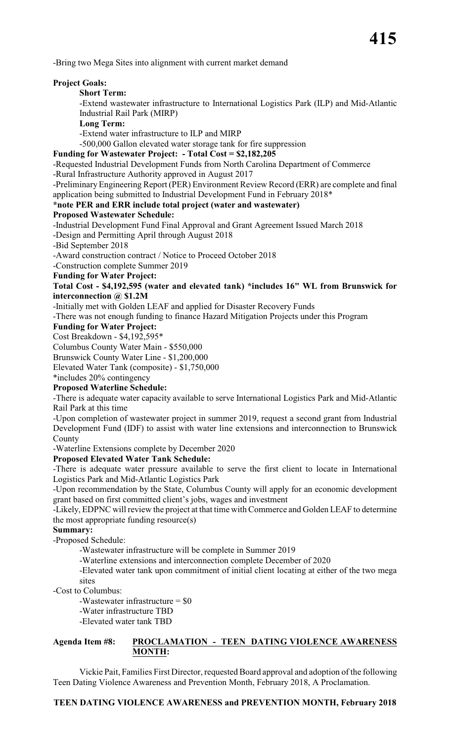-Bring two Mega Sites into alignment with current market demand

**Project Goals:**

**Short Term:**

-Extend wastewater infrastructure to International Logistics Park (ILP) and Mid-Atlantic Industrial Rail Park (MIRP)

**Long Term:**

-Extend water infrastructure to ILP and MIRP

-500,000 Gallon elevated water storage tank for fire suppression

**Funding for Wastewater Project: - Total Cost = $2,182,205**

-Requested Industrial Development Funds from North Carolina Department of Commerce

-Rural Infrastructure Authority approved in August 2017

-Preliminary Engineering Report (PER) Environment Review Record (ERR) are complete and final application being submitted to Industrial Development Fund in February 2018*

**\*note PER and ERR include total project (water and wastewater)**

**Proposed Wastewater Schedule:**

-Industrial Development Fund Final Approval and Grant Agreement Issued March 2018

-Design and Permitting April through August 2018

-Bid September 2018

-Award construction contract / Notice to Proceed October 2018

-Construction complete Summer 2019

**Funding for Water Project:**

**Total Cost - $4,192,595 (water and elevated tank) \*includes 16" WL from Brunswick for interconnection @ $1.2M**

-Initially met with Golden LEAF and applied for Disaster Recovery Funds

-There was not enough funding to finance Hazard Mitigation Projects under this Program

**Funding for Water Project:**

Cost Breakdown - $4,192,595*

Columbus County Water Main - $550,000

Brunswick County Water Line - $1,200,000

Elevated Water Tank (composite) - $1,750,000

*includes 20% contingency

**Proposed Waterline Schedule:**

-There is adequate water capacity available to serve International Logistics Park and Mid-Atlantic Rail Park at this time

-Upon completion of wastewater project in summer 2019, request a second grant from Industrial Development Fund (IDF) to assist with water line extensions and interconnection to Brunswick County

-Waterline Extensions complete by December 2020

**Proposed Elevated Water Tank Schedule:**

-There is adequate water pressure available to serve the first client to locate in International Logistics Park and Mid-Atlantic Logistics Park

-Upon recommendation by the State, Columbus County will apply for an economic development grant based on first committed client's jobs, wages and investment

-Likely, EDPNC will review the project at that time with Commerce and Golden LEAF to determine the most appropriate funding resource(s)

**Summary:**

-Proposed Schedule:

-Wastewater infrastructure will be complete in Summer 2019

-Waterline extensions and interconnection complete December of 2020

-Elevated water tank upon commitment of initial client locating at either of the two mega sites

-Cost to Columbus:

-Wastewater infrastructure = $0

-Water infrastructure TBD

-Elevated water tank TBD

**Agenda Item #8: PROCLAMATION - TEEN DATING VIOLENCE AWARENESS MONTH:**

Vickie Pait, Families First Director, requested Board approval and adoption of the following Teen Dating Violence Awareness and Prevention Month, February 2018, A Proclamation.

**TEEN DATING VIOLENCE AWARENESS and PREVENTION MONTH, February 2018**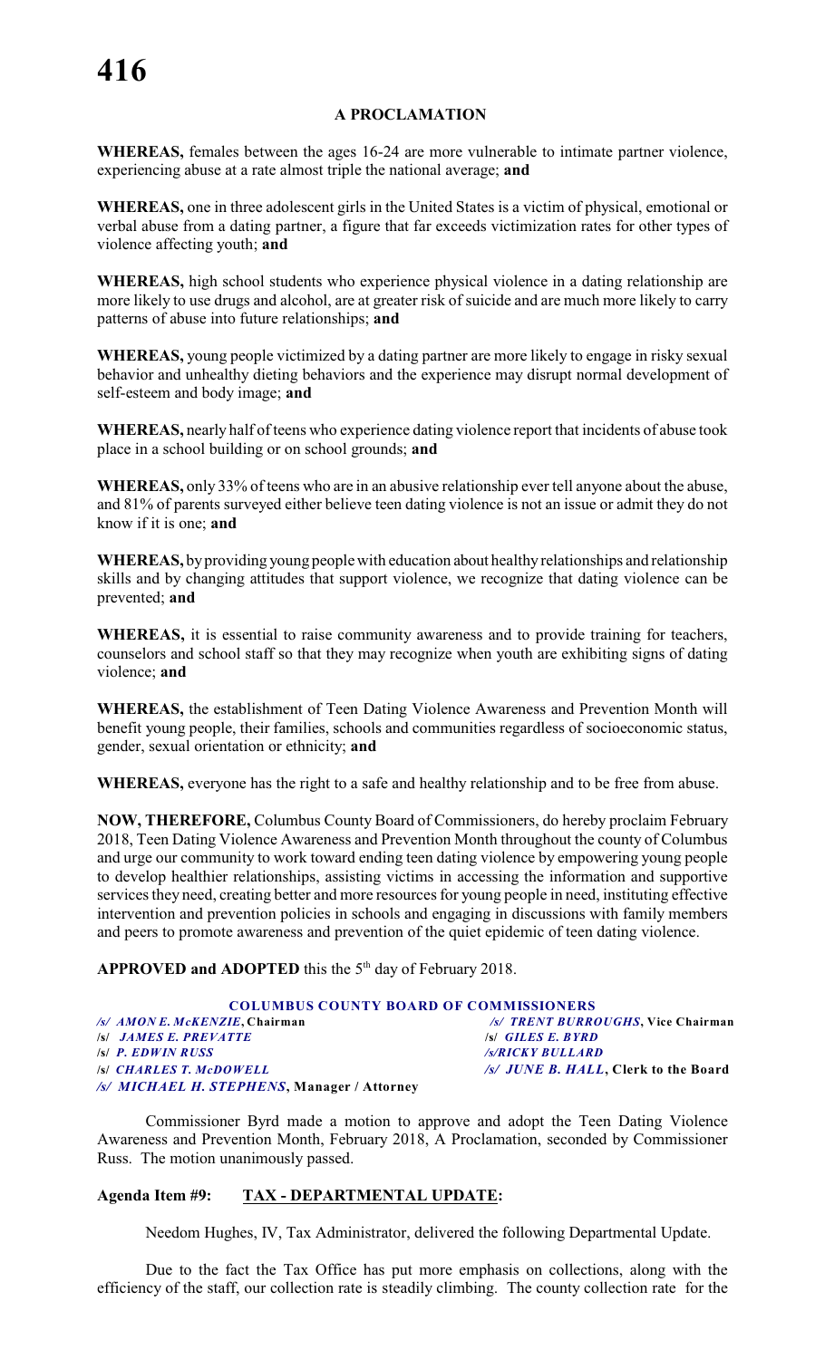## A PROCLAMATION

**WHEREAS,** females between the ages 16-24 are more vulnerable to intimate partner violence, experiencing abuse at a rate almost triple the national average; **and**

**WHEREAS,** one in three adolescent girls in the United States is a victim of physical, emotional or verbal abuse from a dating partner, a figure that far exceeds victimization rates for other types of violence affecting youth; **and**

**WHEREAS,** high school students who experience physical violence in a dating relationship are more likely to use drugs and alcohol, are at greater risk of suicide and are much more likely to carry patterns of abuse into future relationships; **and**

**WHEREAS,** young people victimized by a dating partner are more likely to engage in risky sexual behavior and unhealthy dieting behaviors and the experience may disrupt normal development of self-esteem and body image; **and**

**WHEREAS,** nearly half of teens who experience dating violence report that incidents of abuse took place in a school building or on school grounds; **and**

**WHEREAS,** only 33% of teens who are in an abusive relationship ever tell anyone about the abuse, and 81% of parents surveyed either believe teen dating violence is not an issue or admit they do not know if it is one; **and**

**WHEREAS,** by providing young people with education about healthy relationships and relationship skills and by changing attitudes that support violence, we recognize that dating violence can be prevented; **and**

**WHEREAS,** it is essential to raise community awareness and to provide training for teachers, counselors and school staff so that they may recognize when youth are exhibiting signs of dating violence; **and**

**WHEREAS,** the establishment of Teen Dating Violence Awareness and Prevention Month will benefit young people, their families, schools and communities regardless of socioeconomic status, gender, sexual orientation or ethnicity; **and**

**WHEREAS,** everyone has the right to a safe and healthy relationship and to be free from abuse.

**NOW, THEREFORE,** Columbus County Board of Commissioners, do hereby proclaim February 2018, Teen Dating Violence Awareness and Prevention Month throughout the county of Columbus and urge our community to work toward ending teen dating violence by empowering young people to develop healthier relationships, assisting victims in accessing the information and supportive services they need, creating better and more resources for young people in need, instituting effective intervention and prevention policies in schools and engaging in discussions with family members and peers to promote awareness and prevention of the quiet epidemic of teen dating violence.

**APPROVED and ADOPTED** this the 5th day of February 2018.

**COLUMBUS COUNTY BOARD OF COMMISSIONERS**

/s/ *AMON E. McKENZIE*, **Chairman** — /s/ *TRENT BURROUGHS*, **Vice Chairman**
/s/ *JAMES E. PREVATTE* — /s/ *GILES E. BYRD*
/s/ *P. EDWIN RUSS* — /s/*RICKY BULLARD*
/s/ *CHARLES T. McDOWELL* — /s/ *JUNE B. HALL*, **Clerk to the Board**
/s/ *MICHAEL H. STEPHENS*, **Manager / Attorney**

Commissioner Byrd made a motion to approve and adopt the Teen Dating Violence Awareness and Prevention Month, February 2018, A Proclamation, seconded by Commissioner Russ. The motion unanimously passed.

**Agenda Item #9: TAX - DEPARTMENTAL UPDATE:**

Needom Hughes, IV, Tax Administrator, delivered the following Departmental Update.

Due to the fact the Tax Office has put more emphasis on collections, along with the efficiency of the staff, our collection rate is steadily climbing. The county collection rate for the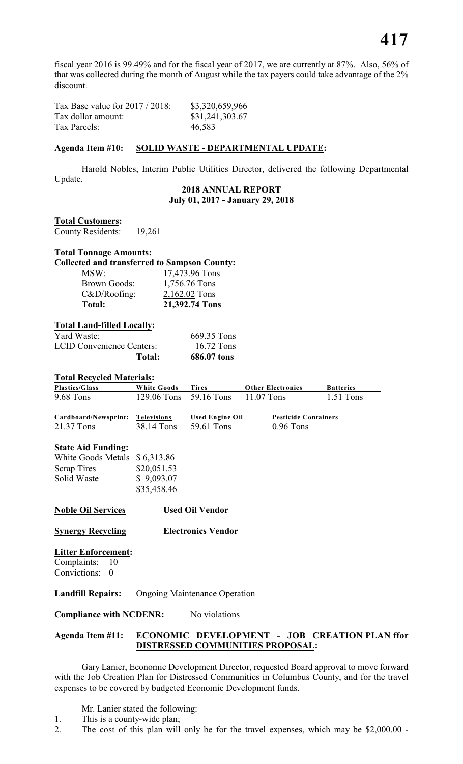fiscal year 2016 is 99.49% and for the fiscal year of 2017, we are currently at 87%. Also, 56% of that was collected during the month of August while the tax payers could take advantage of the 2% discount.

| | |
|---|---|
| Tax Base value for 2017 / 2018: | $3,320,659,966 |
| Tax dollar amount: | $31,241,303.67 |
| Tax Parcels: | 46,583 |

**Agenda Item #10: SOLID WASTE - DEPARTMENTAL UPDATE:**

Harold Nobles, Interim Public Utilities Director, delivered the following Departmental Update.

**2018 ANNUAL REPORT**
**July 01, 2017 - January 29, 2018**

**Total Customers:**
County Residents: 19,261

**Total Tonnage Amounts:**
**Collected and transferred to Sampson County:**

| | |
|---|---|
| MSW: | 17,473.96 Tons |
| Brown Goods: | 1,756.76 Tons |
| C&D/Roofing: | 2,162.02 Tons |
| **Total:** | **21,392.74 Tons** |

**Total Land-filled Locally:**

| | |
|---|---|
| Yard Waste: | 669.35 Tons |
| LCID Convenience Centers: | 16.72 Tons |
| **Total:** | **686.07 tons** |

**Total Recycled Materials:**

| Plastics/Glass | White Goods | Tires | Other Electronics | Batteries |
|---|---|---|---|---|
| 9.68 Tons | 129.06 Tons | 59.16 Tons | 11.07 Tons | 1.51 Tons |

| Cardboard/Newsprint: | Televisions | Used Engine Oil | Pesticide Containers |
|---|---|---|---|
| 21.37 Tons | 38.14 Tons | 59.61 Tons | 0.96 Tons |

**State Aid Funding:**

| | |
|---|---|
| White Goods Metals | $ 6,313.86 |
| Scrap Tires | $20,051.53 |
| Solid Waste | $ 9,093.07 |
| | $35,458.46 |

**Noble Oil Services** **Used Oil Vendor**

**Synergy Recycling** **Electronics Vendor**

**Litter Enforcement:**
Complaints: 10
Convictions: 0

**Landfill Repairs:** Ongoing Maintenance Operation

**Compliance with NCDENR:** No violations

**Agenda Item #11: ECONOMIC DEVELOPMENT - JOB CREATION PLAN ffor DISTRESSED COMMUNITIES PROPOSAL:**

Gary Lanier, Economic Development Director, requested Board approval to move forward with the Job Creation Plan for Distressed Communities in Columbus County, and for the travel expenses to be covered by budgeted Economic Development funds.

Mr. Lanier stated the following:

1. This is a county-wide plan;
2. The cost of this plan will only be for the travel expenses, which may be $2,000.00 -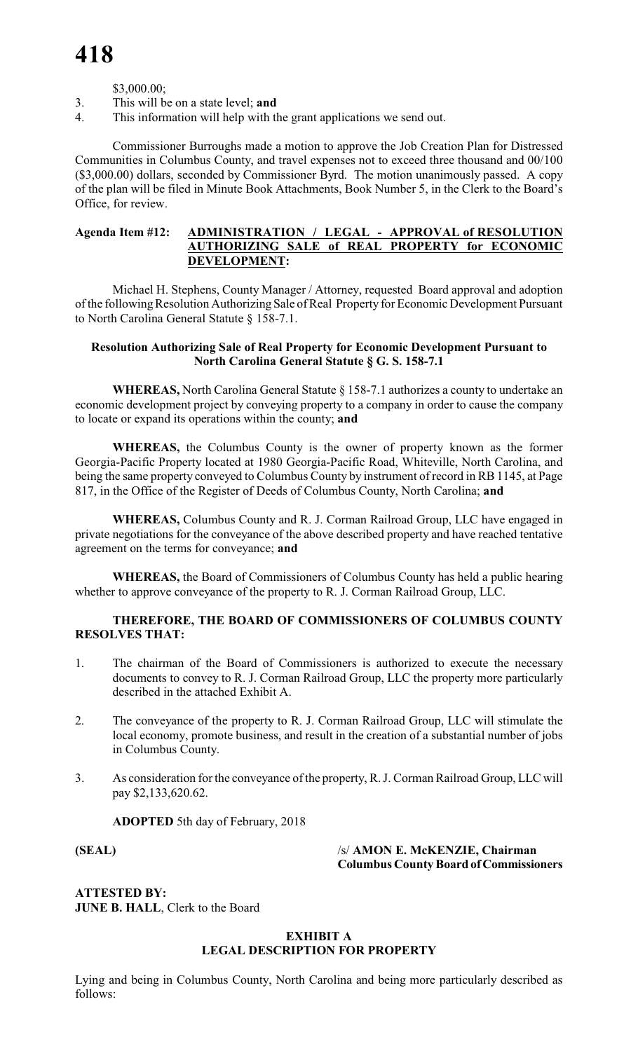$3,000.00;

3. This will be on a state level; **and**
4. This information will help with the grant applications we send out.

Commissioner Burroughs made a motion to approve the Job Creation Plan for Distressed Communities in Columbus County, and travel expenses not to exceed three thousand and 00/100 ($3,000.00) dollars, seconded by Commissioner Byrd. The motion unanimously passed. A copy of the plan will be filed in Minute Book Attachments, Book Number 5, in the Clerk to the Board's Office, for review.

**Agenda Item #12: ADMINISTRATION / LEGAL - APPROVAL of RESOLUTION AUTHORIZING SALE of REAL PROPERTY for ECONOMIC DEVELOPMENT:**

Michael H. Stephens, County Manager / Attorney, requested Board approval and adoption of the following Resolution Authorizing Sale of Real Property for Economic Development Pursuant to North Carolina General Statute § 158-7.1.

**Resolution Authorizing Sale of Real Property for Economic Development Pursuant to North Carolina General Statute § G. S. 158-7.1**

**WHEREAS,** North Carolina General Statute § 158-7.1 authorizes a county to undertake an economic development project by conveying property to a company in order to cause the company to locate or expand its operations within the county; **and**

**WHEREAS,** the Columbus County is the owner of property known as the former Georgia-Pacific Property located at 1980 Georgia-Pacific Road, Whiteville, North Carolina, and being the same property conveyed to Columbus County by instrument of record in RB 1145, at Page 817, in the Office of the Register of Deeds of Columbus County, North Carolina; **and**

**WHEREAS,** Columbus County and R. J. Corman Railroad Group, LLC have engaged in private negotiations for the conveyance of the above described property and have reached tentative agreement on the terms for conveyance; **and**

**WHEREAS,** the Board of Commissioners of Columbus County has held a public hearing whether to approve conveyance of the property to R. J. Corman Railroad Group, LLC.

**THEREFORE, THE BOARD OF COMMISSIONERS OF COLUMBUS COUNTY RESOLVES THAT:**

1. The chairman of the Board of Commissioners is authorized to execute the necessary documents to convey to R. J. Corman Railroad Group, LLC the property more particularly described in the attached Exhibit A.
2. The conveyance of the property to R. J. Corman Railroad Group, LLC will stimulate the local economy, promote business, and result in the creation of a substantial number of jobs in Columbus County.
3. As consideration for the conveyance of the property, R. J. Corman Railroad Group, LLC will pay $2,133,620.62.

**ADOPTED** 5th day of February, 2018

**(SEAL)** /s/ **AMON E. McKENZIE, Chairman**
**Columbus County Board of Commissioners**

**ATTESTED BY:**
**JUNE B. HALL**, Clerk to the Board

**EXHIBIT A**
**LEGAL DESCRIPTION FOR PROPERTY**

Lying and being in Columbus County, North Carolina and being more particularly described as follows: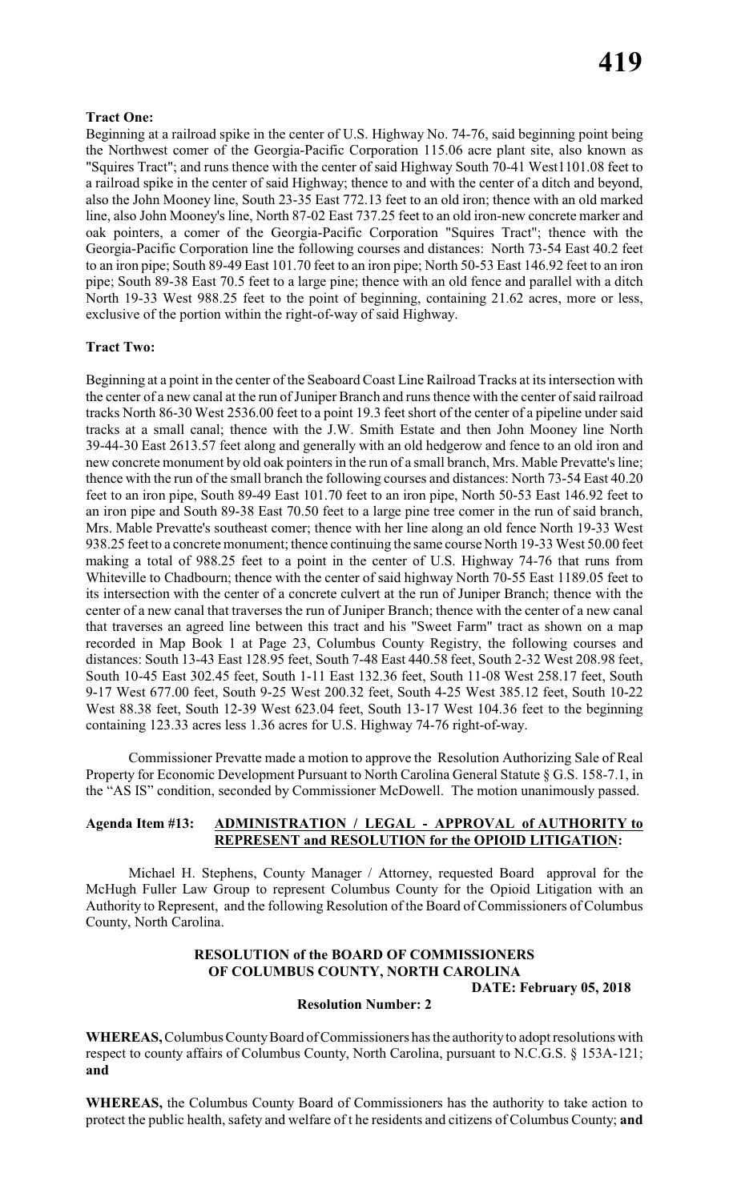**Tract One:**

Beginning at a railroad spike in the center of U.S. Highway No. 74-76, said beginning point being the Northwest comer of the Georgia-Pacific Corporation 115.06 acre plant site, also known as "Squires Tract"; and runs thence with the center of said Highway South 70-41 West1101.08 feet to a railroad spike in the center of said Highway; thence to and with the center of a ditch and beyond, also the John Mooney line, South 23-35 East 772.13 feet to an old iron; thence with an old marked line, also John Mooney's line, North 87-02 East 737.25 feet to an old iron-new concrete marker and oak pointers, a comer of the Georgia-Pacific Corporation "Squires Tract"; thence with the Georgia-Pacific Corporation line the following courses and distances: North 73-54 East 40.2 feet to an iron pipe; South 89-49 East 101.70 feet to an iron pipe; North 50-53 East 146.92 feet to an iron pipe; South 89-38 East 70.5 feet to a large pine; thence with an old fence and parallel with a ditch North 19-33 West 988.25 feet to the point of beginning, containing 21.62 acres, more or less, exclusive of the portion within the right-of-way of said Highway.

**Tract Two:**

Beginning at a point in the center of the Seaboard Coast Line Railroad Tracks at its intersection with the center of a new canal at the run of Juniper Branch and runs thence with the center of said railroad tracks North 86-30 West 2536.00 feet to a point 19.3 feet short of the center of a pipeline under said tracks at a small canal; thence with the J.W. Smith Estate and then John Mooney line North 39-44-30 East 2613.57 feet along and generally with an old hedgerow and fence to an old iron and new concrete monument by old oak pointers in the run of a small branch, Mrs. Mable Prevatte's line; thence with the run of the small branch the following courses and distances: North 73-54 East 40.20 feet to an iron pipe, South 89-49 East 101.70 feet to an iron pipe, North 50-53 East 146.92 feet to an iron pipe and South 89-38 East 70.50 feet to a large pine tree comer in the run of said branch, Mrs. Mable Prevatte's southeast comer; thence with her line along an old fence North 19-33 West 938.25 feet to a concrete monument; thence continuing the same course North 19-33 West 50.00 feet making a total of 988.25 feet to a point in the center of U.S. Highway 74-76 that runs from Whiteville to Chadbourn; thence with the center of said highway North 70-55 East 1189.05 feet to its intersection with the center of a concrete culvert at the run of Juniper Branch; thence with the center of a new canal that traverses the run of Juniper Branch; thence with the center of a new canal that traverses an agreed line between this tract and his "Sweet Farm" tract as shown on a map recorded in Map Book 1 at Page 23, Columbus County Registry, the following courses and distances: South 13-43 East 128.95 feet, South 7-48 East 440.58 feet, South 2-32 West 208.98 feet, South 10-45 East 302.45 feet, South 1-11 East 132.36 feet, South 11-08 West 258.17 feet, South 9-17 West 677.00 feet, South 9-25 West 200.32 feet, South 4-25 West 385.12 feet, South 10-22 West 88.38 feet, South 12-39 West 623.04 feet, South 13-17 West 104.36 feet to the beginning containing 123.33 acres less 1.36 acres for U.S. Highway 74-76 right-of-way.

Commissioner Prevatte made a motion to approve the Resolution Authorizing Sale of Real Property for Economic Development Pursuant to North Carolina General Statute § G.S. 158-7.1, in the "AS IS" condition, seconded by Commissioner McDowell. The motion unanimously passed.

**Agenda Item #13: ADMINISTRATION / LEGAL - APPROVAL of AUTHORITY to REPRESENT and RESOLUTION for the OPIOID LITIGATION:**

Michael H. Stephens, County Manager / Attorney, requested Board approval for the McHugh Fuller Law Group to represent Columbus County for the Opioid Litigation with an Authority to Represent, and the following Resolution of the Board of Commissioners of Columbus County, North Carolina.

**RESOLUTION of the BOARD OF COMMISSIONERS OF COLUMBUS COUNTY, NORTH CAROLINA**

**DATE: February 05, 2018**

**Resolution Number: 2**

**WHEREAS,** Columbus County Board of Commissioners has the authority to adopt resolutions with respect to county affairs of Columbus County, North Carolina, pursuant to N.C.G.S. § 153A-121; **and**

**WHEREAS,** the Columbus County Board of Commissioners has the authority to take action to protect the public health, safety and welfare of t he residents and citizens of Columbus County; **and**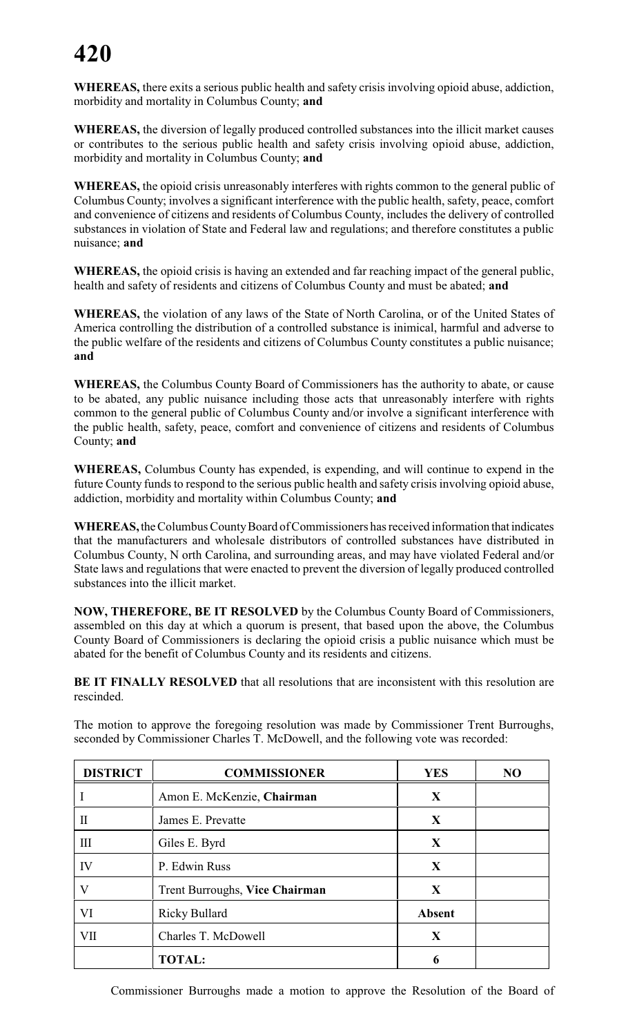**WHEREAS,** there exits a serious public health and safety crisis involving opioid abuse, addiction, morbidity and mortality in Columbus County; **and**

**WHEREAS,** the diversion of legally produced controlled substances into the illicit market causes or contributes to the serious public health and safety crisis involving opioid abuse, addiction, morbidity and mortality in Columbus County; **and**

**WHEREAS,** the opioid crisis unreasonably interferes with rights common to the general public of Columbus County; involves a significant interference with the public health, safety, peace, comfort and convenience of citizens and residents of Columbus County, includes the delivery of controlled substances in violation of State and Federal law and regulations; and therefore constitutes a public nuisance; **and**

**WHEREAS,** the opioid crisis is having an extended and far reaching impact of the general public, health and safety of residents and citizens of Columbus County and must be abated; **and**

**WHEREAS,** the violation of any laws of the State of North Carolina, or of the United States of America controlling the distribution of a controlled substance is inimical, harmful and adverse to the public welfare of the residents and citizens of Columbus County constitutes a public nuisance; **and**

**WHEREAS,** the Columbus County Board of Commissioners has the authority to abate, or cause to be abated, any public nuisance including those acts that unreasonably interfere with rights common to the general public of Columbus County and/or involve a significant interference with the public health, safety, peace, comfort and convenience of citizens and residents of Columbus County; **and**

**WHEREAS,** Columbus County has expended, is expending, and will continue to expend in the future County funds to respond to the serious public health and safety crisis involving opioid abuse, addiction, morbidity and mortality within Columbus County; **and**

**WHEREAS,** the Columbus County Board of Commissioners has received information that indicates that the manufacturers and wholesale distributors of controlled substances have distributed in Columbus County, N orth Carolina, and surrounding areas, and may have violated Federal and/or State laws and regulations that were enacted to prevent the diversion of legally produced controlled substances into the illicit market.

**NOW, THEREFORE, BE IT RESOLVED** by the Columbus County Board of Commissioners, assembled on this day at which a quorum is present, that based upon the above, the Columbus County Board of Commissioners is declaring the opioid crisis a public nuisance which must be abated for the benefit of Columbus County and its residents and citizens.

**BE IT FINALLY RESOLVED** that all resolutions that are inconsistent with this resolution are rescinded.

The motion to approve the foregoing resolution was made by Commissioner Trent Burroughs, seconded by Commissioner Charles T. McDowell, and the following vote was recorded:

| DISTRICT | COMMISSIONER | YES | NO |
|---|---|---|---|
| I | Amon E. McKenzie, **Chairman** | X | |
| II | James E. Prevatte | X | |
| III | Giles E. Byrd | X | |
| IV | P. Edwin Russ | X | |
| V | Trent Burroughs, **Vice Chairman** | X | |
| VI | Ricky Bullard | **Absent** | |
| VII | Charles T. McDowell | X | |
| | **TOTAL:** | 6 | |

Commissioner Burroughs made a motion to approve the Resolution of the Board of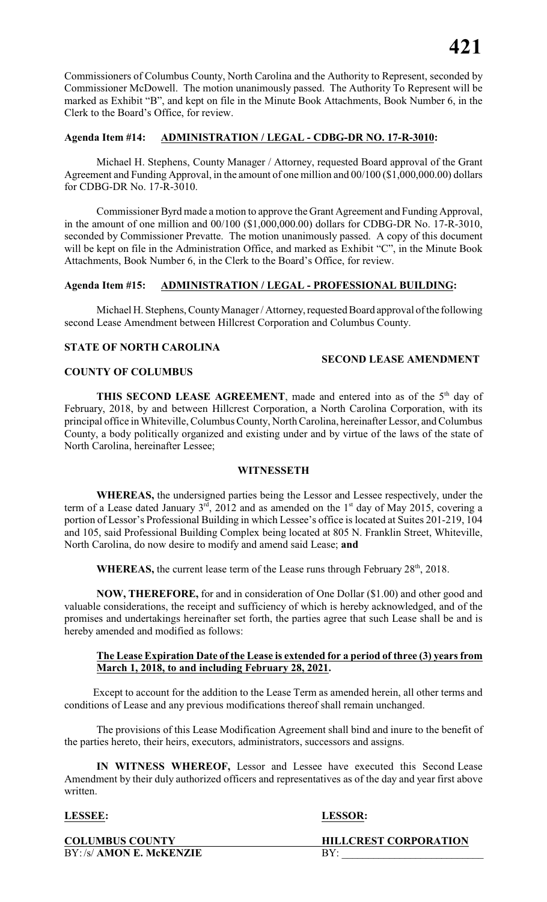Commissioners of Columbus County, North Carolina and the Authority to Represent, seconded by Commissioner McDowell. The motion unanimously passed. The Authority To Represent will be marked as Exhibit "B", and kept on file in the Minute Book Attachments, Book Number 6, in the Clerk to the Board's Office, for review.

**Agenda Item #14: ADMINISTRATION / LEGAL - CDBG-DR NO. 17-R-3010:**

Michael H. Stephens, County Manager / Attorney, requested Board approval of the Grant Agreement and Funding Approval, in the amount of one million and 00/100 ($1,000,000.00) dollars for CDBG-DR No. 17-R-3010.

Commissioner Byrd made a motion to approve the Grant Agreement and Funding Approval, in the amount of one million and 00/100 ($1,000,000.00) dollars for CDBG-DR No. 17-R-3010, seconded by Commissioner Prevatte. The motion unanimously passed. A copy of this document will be kept on file in the Administration Office, and marked as Exhibit "C", in the Minute Book Attachments, Book Number 6, in the Clerk to the Board's Office, for review.

**Agenda Item #15: ADMINISTRATION / LEGAL - PROFESSIONAL BUILDING:**

Michael H. Stephens, County Manager / Attorney, requested Board approval of the following second Lease Amendment between Hillcrest Corporation and Columbus County.

**STATE OF NORTH CAROLINA**

**SECOND LEASE AMENDMENT**

**COUNTY OF COLUMBUS**

**THIS SECOND LEASE AGREEMENT**, made and entered into as of the 5th day of February, 2018, by and between Hillcrest Corporation, a North Carolina Corporation, with its principal office in Whiteville, Columbus County, North Carolina, hereinafter Lessor, and Columbus County, a body politically organized and existing under and by virtue of the laws of the state of North Carolina, hereinafter Lessee;

**WITNESSETH**

**WHEREAS,** the undersigned parties being the Lessor and Lessee respectively, under the term of a Lease dated January 3rd, 2012 and as amended on the 1st day of May 2015, covering a portion of Lessor's Professional Building in which Lessee's office is located at Suites 201-219, 104 and 105, said Professional Building Complex being located at 805 N. Franklin Street, Whiteville, North Carolina, do now desire to modify and amend said Lease; **and**

**WHEREAS,** the current lease term of the Lease runs through February 28th, 2018.

**NOW, THEREFORE,** for and in consideration of One Dollar ($1.00) and other good and valuable considerations, the receipt and sufficiency of which is hereby acknowledged, and of the promises and undertakings hereinafter set forth, the parties agree that such Lease shall be and is hereby amended and modified as follows:

**The Lease Expiration Date of the Lease is extended for a period of three (3) years from March 1, 2018, to and including February 28, 2021.**

Except to account for the addition to the Lease Term as amended herein, all other terms and conditions of Lease and any previous modifications thereof shall remain unchanged.

The provisions of this Lease Modification Agreement shall bind and inure to the benefit of the parties hereto, their heirs, executors, administrators, successors and assigns.

**IN WITNESS WHEREOF,** Lessor and Lessee have executed this Second Lease Amendment by their duly authorized officers and representatives as of the day and year first above written.

| **LESSEE:** | **LESSOR:** |
|---|---|
| **COLUMBUS COUNTY** | **HILLCREST CORPORATION** |
| BY: /s/ **AMON E. McKENZIE** | BY: ______________________ |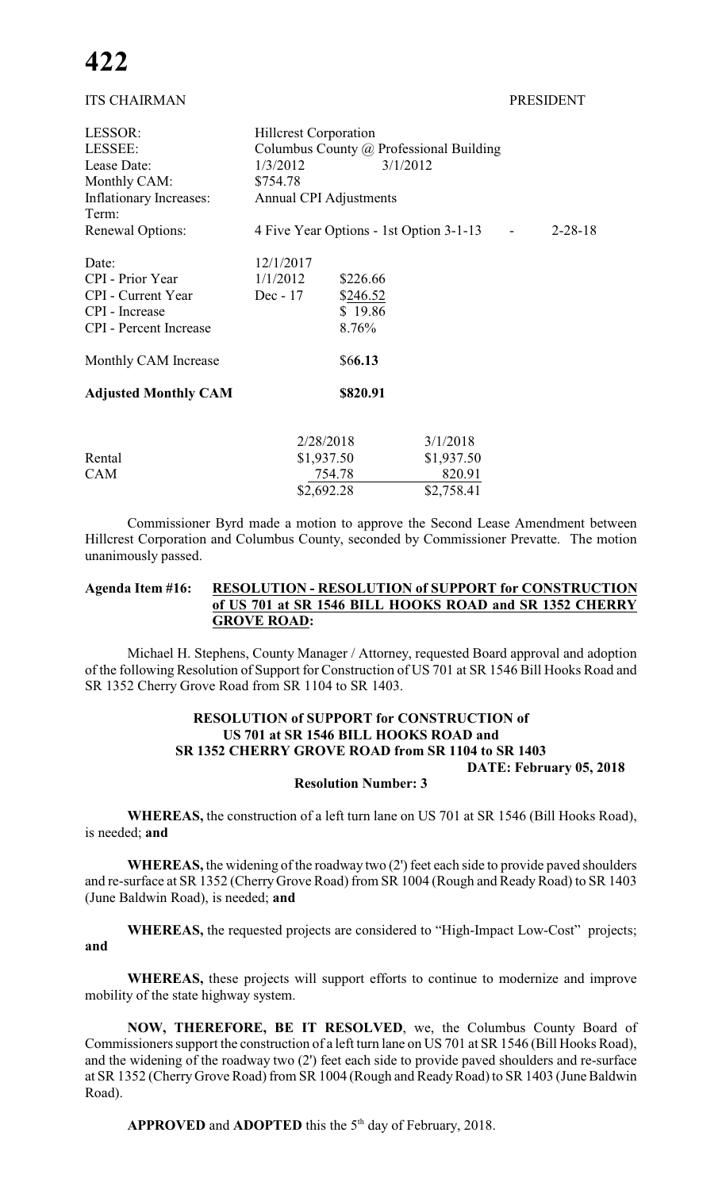ITS CHAIRMAN PRESIDENT

| | | | |
|---|---|---|---|
| LESSOR: | Hillcrest Corporation | | |
| LESSEE: | Columbus County @ Professional Building | | |
| Lease Date: | 1/3/2012 | 3/1/2012 | |
| Monthly CAM: | $754.78 | | |
| Inflationary Increases: | Annual CPI Adjustments | | |
| Term: | | | |
| Renewal Options: | 4 Five Year Options - 1st Option 3-1-13 | - | 2-28-18 |
| Date: | 12/1/2017 | | |
| CPI - Prior Year | 1/1/2012 | $226.66 | |
| CPI - Current Year | Dec - 17 | $246.52 | |
| CPI - Increase | | $ 19.86 | |
| CPI - Percent Increase | | 8.76% | |
| Monthly CAM Increase | | $6**6.13** | |
| **Adjusted Monthly CAM** | | **$820.91** | |

| | 2/28/2018 | 3/1/2018 |
|---|---|---|
| Rental | $1,937.50 | $1,937.50 |
| CAM | 754.78 | 820.91 |
| | $2,692.28 | $2,758.41 |

Commissioner Byrd made a motion to approve the Second Lease Amendment between Hillcrest Corporation and Columbus County, seconded by Commissioner Prevatte. The motion unanimously passed.

**Agenda Item #16: RESOLUTION - RESOLUTION of SUPPORT for CONSTRUCTION of US 701 at SR 1546 BILL HOOKS ROAD and SR 1352 CHERRY GROVE ROAD:**

Michael H. Stephens, County Manager / Attorney, requested Board approval and adoption of the following Resolution of Support for Construction of US 701 at SR 1546 Bill Hooks Road and SR 1352 Cherry Grove Road from SR 1104 to SR 1403.

**RESOLUTION of SUPPORT for CONSTRUCTION of US 701 at SR 1546 BILL HOOKS ROAD and SR 1352 CHERRY GROVE ROAD from SR 1104 to SR 1403**

**DATE: February 05, 2018**

**Resolution Number: 3**

**WHEREAS,** the construction of a left turn lane on US 701 at SR 1546 (Bill Hooks Road), is needed; **and**

**WHEREAS,** the widening of the roadway two (2') feet each side to provide paved shoulders and re-surface at SR 1352 (Cherry Grove Road) from SR 1004 (Rough and Ready Road) to SR 1403 (June Baldwin Road), is needed; **and**

**WHEREAS,** the requested projects are considered to "High-Impact Low-Cost" projects; **and**

**WHEREAS,** these projects will support efforts to continue to modernize and improve mobility of the state highway system.

**NOW, THEREFORE, BE IT RESOLVED**, we, the Columbus County Board of Commissioners support the construction of a left turn lane on US 701 at SR 1546 (Bill Hooks Road), and the widening of the roadway two (2') feet each side to provide paved shoulders and re-surface at SR 1352 (Cherry Grove Road) from SR 1004 (Rough and Ready Road) to SR 1403 (June Baldwin Road).

**APPROVED** and **ADOPTED** this the 5th day of February, 2018.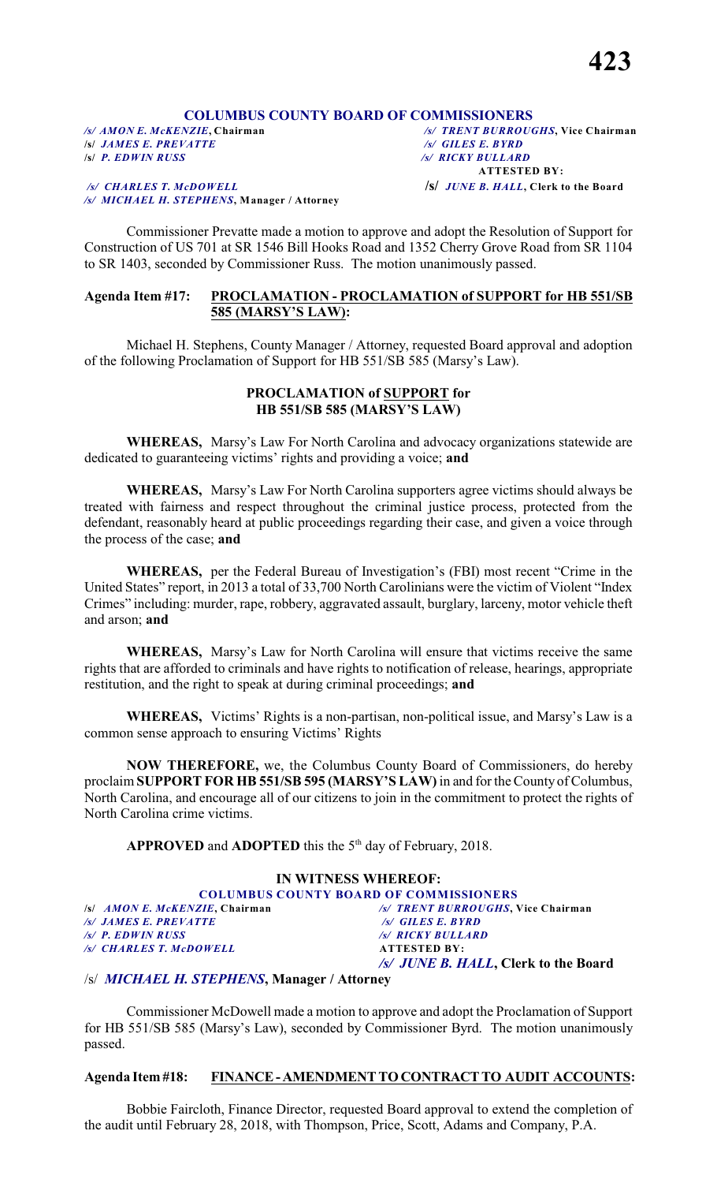**COLUMBUS COUNTY BOARD OF COMMISSIONERS**

| | |
|---|---|
| */s/ AMON E. McKENZIE*, **Chairman** | */s/ TRENT BURROUGHS*, **Vice Chairman** |
| /s/ *JAMES E. PREVATTE* | */s/ GILES E. BYRD* |
| /s/ *P. EDWIN RUSS* | */s/ RICKY BULLARD* |
| | **ATTESTED BY:** |
| */s/ CHARLES T. McDOWELL* | /s/ *JUNE B. HALL*, **Clerk to the Board** |
| */s/ MICHAEL H. STEPHENS*, **Manager / Attorney** | |

Commissioner Prevatte made a motion to approve and adopt the Resolution of Support for Construction of US 701 at SR 1546 Bill Hooks Road and 1352 Cherry Grove Road from SR 1104 to SR 1403, seconded by Commissioner Russ. The motion unanimously passed.

**Agenda Item #17: PROCLAMATION - PROCLAMATION of SUPPORT for HB 551/SB 585 (MARSY'S LAW):**

Michael H. Stephens, County Manager / Attorney, requested Board approval and adoption of the following Proclamation of Support for HB 551/SB 585 (Marsy's Law).

**PROCLAMATION of SUPPORT for HB 551/SB 585 (MARSY'S LAW)**

**WHEREAS,** Marsy's Law For North Carolina and advocacy organizations statewide are dedicated to guaranteeing victims' rights and providing a voice; **and**

**WHEREAS,** Marsy's Law For North Carolina supporters agree victims should always be treated with fairness and respect throughout the criminal justice process, protected from the defendant, reasonably heard at public proceedings regarding their case, and given a voice through the process of the case; **and**

**WHEREAS,** per the Federal Bureau of Investigation's (FBI) most recent "Crime in the United States" report, in 2013 a total of 33,700 North Carolinians were the victim of Violent "Index Crimes" including: murder, rape, robbery, aggravated assault, burglary, larceny, motor vehicle theft and arson; **and**

**WHEREAS,** Marsy's Law for North Carolina will ensure that victims receive the same rights that are afforded to criminals and have rights to notification of release, hearings, appropriate restitution, and the right to speak at during criminal proceedings; **and**

**WHEREAS,** Victims' Rights is a non-partisan, non-political issue, and Marsy's Law is a common sense approach to ensuring Victims' Rights

**NOW THEREFORE,** we, the Columbus County Board of Commissioners, do hereby proclaim **SUPPORT FOR HB 551/SB 595 (MARSY'S LAW)** in and for the County of Columbus, North Carolina, and encourage all of our citizens to join in the commitment to protect the rights of North Carolina crime victims.

**APPROVED** and **ADOPTED** this the 5th day of February, 2018.

**IN WITNESS WHEREOF:**

**COLUMBUS COUNTY BOARD OF COMMISSIONERS**

| | |
|---|---|
| /s/ *AMON E. McKENZIE*, **Chairman** | */s/ TRENT BURROUGHS*, **Vice Chairman** |
| */s/ JAMES E. PREVATTE* | */s/ GILES E. BYRD* |
| */s/ P. EDWIN RUSS* | */s/ RICKY BULLARD* |
| */s/ CHARLES T. McDOWELL* | **ATTESTED BY:** |
| | */s/ JUNE B. HALL*, **Clerk to the Board** |

/s/ *MICHAEL H. STEPHENS*, **Manager / Attorney**

Commissioner McDowell made a motion to approve and adopt the Proclamation of Support for HB 551/SB 585 (Marsy's Law), seconded by Commissioner Byrd. The motion unanimously passed.

**Agenda Item #18: FINANCE - AMENDMENT TO CONTRACT TO AUDIT ACCOUNTS:**

Bobbie Faircloth, Finance Director, requested Board approval to extend the completion of the audit until February 28, 2018, with Thompson, Price, Scott, Adams and Company, P.A.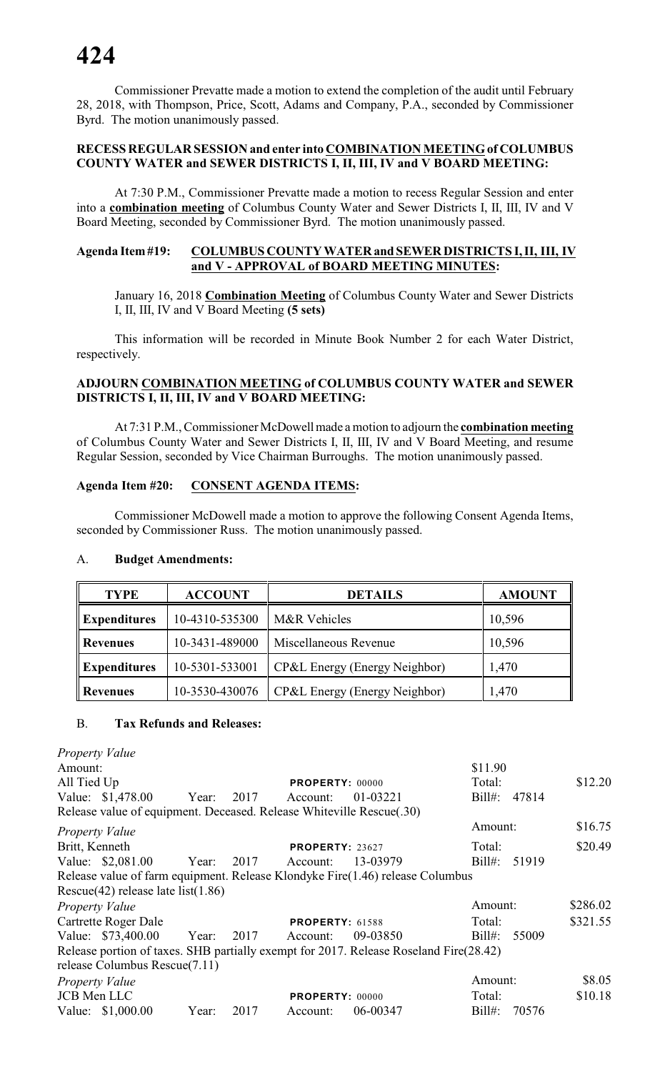Commissioner Prevatte made a motion to extend the completion of the audit until February 28, 2018, with Thompson, Price, Scott, Adams and Company, P.A., seconded by Commissioner Byrd. The motion unanimously passed.

**RECESS REGULAR SESSION and enter into COMBINATION MEETING of COLUMBUS COUNTY WATER and SEWER DISTRICTS I, II, III, IV and V BOARD MEETING:**

At 7:30 P.M., Commissioner Prevatte made a motion to recess Regular Session and enter into a **combination meeting** of Columbus County Water and Sewer Districts I, II, III, IV and V Board Meeting, seconded by Commissioner Byrd. The motion unanimously passed.

**Agenda Item #19: COLUMBUS COUNTY WATER and SEWER DISTRICTS I, II, III, IV and V - APPROVAL of BOARD MEETING MINUTES:**

January 16, 2018 **Combination Meeting** of Columbus County Water and Sewer Districts I, II, III, IV and V Board Meeting **(5 sets)**

This information will be recorded in Minute Book Number 2 for each Water District, respectively.

**ADJOURN COMBINATION MEETING of COLUMBUS COUNTY WATER and SEWER DISTRICTS I, II, III, IV and V BOARD MEETING:**

At 7:31 P.M., Commissioner McDowell made a motion to adjourn the **combination meeting** of Columbus County Water and Sewer Districts I, II, III, IV and V Board Meeting, and resume Regular Session, seconded by Vice Chairman Burroughs. The motion unanimously passed.

**Agenda Item #20: CONSENT AGENDA ITEMS:**

Commissioner McDowell made a motion to approve the following Consent Agenda Items, seconded by Commissioner Russ. The motion unanimously passed.

A. **Budget Amendments:**

| TYPE | ACCOUNT | DETAILS | AMOUNT |
|---|---|---|---|
| Expenditures | 10-4310-535300 | M&R Vehicles | 10,596 |
| Revenues | 10-3431-489000 | Miscellaneous Revenue | 10,596 |
| Expenditures | 10-5301-533001 | CP&L Energy (Energy Neighbor) | 1,470 |
| Revenues | 10-3530-430076 | CP&L Energy (Energy Neighbor) | 1,470 |

B. **Tax Refunds and Releases:**

*Property Value*
Amount: $11.90
All Tied Up — PROPERTY: 00000 — Total: $12.20
Value: $1,478.00 Year: 2017 Account: 01-03221 Bill#: 47814
Release value of equipment. Deceased. Release Whiteville Rescue(.30)

*Property Value*
Amount: $16.75
Britt, Kenneth — PROPERTY: 23627 — Total: $20.49
Value: $2,081.00 Year: 2017 Account: 13-03979 Bill#: 51919
Release value of farm equipment. Release Klondyke Fire(1.46) release Columbus Rescue(42) release late list(1.86)

*Property Value*
Amount: $286.02
Cartrette Roger Dale — PROPERTY: 61588 — Total: $321.55
Value: $73,400.00 Year: 2017 Account: 09-03850 Bill#: 55009
Release portion of taxes. SHB partially exempt for 2017. Release Roseland Fire(28.42) release Columbus Rescue(7.11)

*Property Value*
Amount: $8.05
JCB Men LLC — PROPERTY: 00000 — Total: $10.18
Value: $1,000.00 Year: 2017 Account: 06-00347 Bill#: 70576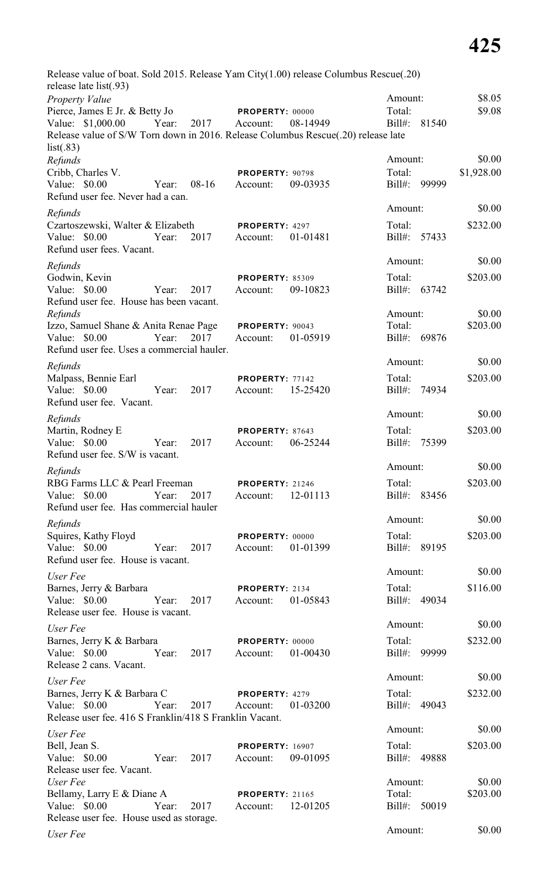Release value of boat. Sold 2015. Release Yam City(1.00) release Columbus Rescue(.20) release late list(.93)

*Property Value* Amount: $8.05
Pierce, James E Jr. & Betty Jo **PROPERTY:** 00000 Total: $9.08
Value: $1,000.00 Year: 2017 Account: 08-14949 Bill#: 81540
Release value of S/W Torn down in 2016. Release Columbus Rescue(.20) release late list(.83)

*Refunds* Amount: $0.00
Cribb, Charles V. **PROPERTY:** 90798 Total: $1,928.00
Value: $0.00 Year: 08-16 Account: 09-03935 Bill#: 99999
Refund user fee. Never had a can.

*Refunds* Amount: $0.00
Czartoszewski, Walter & Elizabeth **PROPERTY:** 4297 Total: $232.00
Value: $0.00 Year: 2017 Account: 01-01481 Bill#: 57433
Refund user fees. Vacant.

*Refunds* Amount: $0.00
Godwin, Kevin **PROPERTY:** 85309 Total: $203.00
Value: $0.00 Year: 2017 Account: 09-10823 Bill#: 63742
Refund user fee. House has been vacant.

*Refunds* Amount: $0.00
Izzo, Samuel Shane & Anita Renae Page **PROPERTY:** 90043 Total: $203.00
Value: $0.00 Year: 2017 Account: 01-05919 Bill#: 69876
Refund user fee. Uses a commercial hauler.

*Refunds* Amount: $0.00
Malpass, Bennie Earl **PROPERTY:** 77142 Total: $203.00
Value: $0.00 Year: 2017 Account: 15-25420 Bill#: 74934
Refund user fee. Vacant.

*Refunds* Amount: $0.00
Martin, Rodney E **PROPERTY:** 87643 Total: $203.00
Value: $0.00 Year: 2017 Account: 06-25244 Bill#: 75399
Refund user fee. S/W is vacant.

*Refunds* Amount: $0.00
RBG Farms LLC & Pearl Freeman **PROPERTY:** 21246 Total: $203.00
Value: $0.00 Year: 2017 Account: 12-01113 Bill#: 83456
Refund user fee. Has commercial hauler

*Refunds* Amount: $0.00
Squires, Kathy Floyd **PROPERTY:** 00000 Total: $203.00
Value: $0.00 Year: 2017 Account: 01-01399 Bill#: 89195
Refund user fee. House is vacant.

*User Fee* Amount: $0.00
Barnes, Jerry & Barbara **PROPERTY:** 2134 Total: $116.00
Value: $0.00 Year: 2017 Account: 01-05843 Bill#: 49034
Release user fee. House is vacant.

*User Fee* Amount: $0.00
Barnes, Jerry K & Barbara **PROPERTY:** 00000 Total: $232.00
Value: $0.00 Year: 2017 Account: 01-00430 Bill#: 99999
Release 2 cans. Vacant.

*User Fee* Amount: $0.00
Barnes, Jerry K & Barbara C **PROPERTY:** 4279 Total: $232.00
Value: $0.00 Year: 2017 Account: 01-03200 Bill#: 49043
Release user fee. 416 S Franklin/418 S Franklin Vacant.

*User Fee* Amount: $0.00
Bell, Jean S. **PROPERTY:** 16907 Total: $203.00
Value: $0.00 Year: 2017 Account: 09-01095 Bill#: 49888
Release user fee. Vacant.

*User Fee* Amount: $0.00
Bellamy, Larry E & Diane A **PROPERTY:** 21165 Total: $203.00
Value: $0.00 Year: 2017 Account: 12-01205 Bill#: 50019
Release user fee. House used as storage.

*User Fee* Amount: $0.00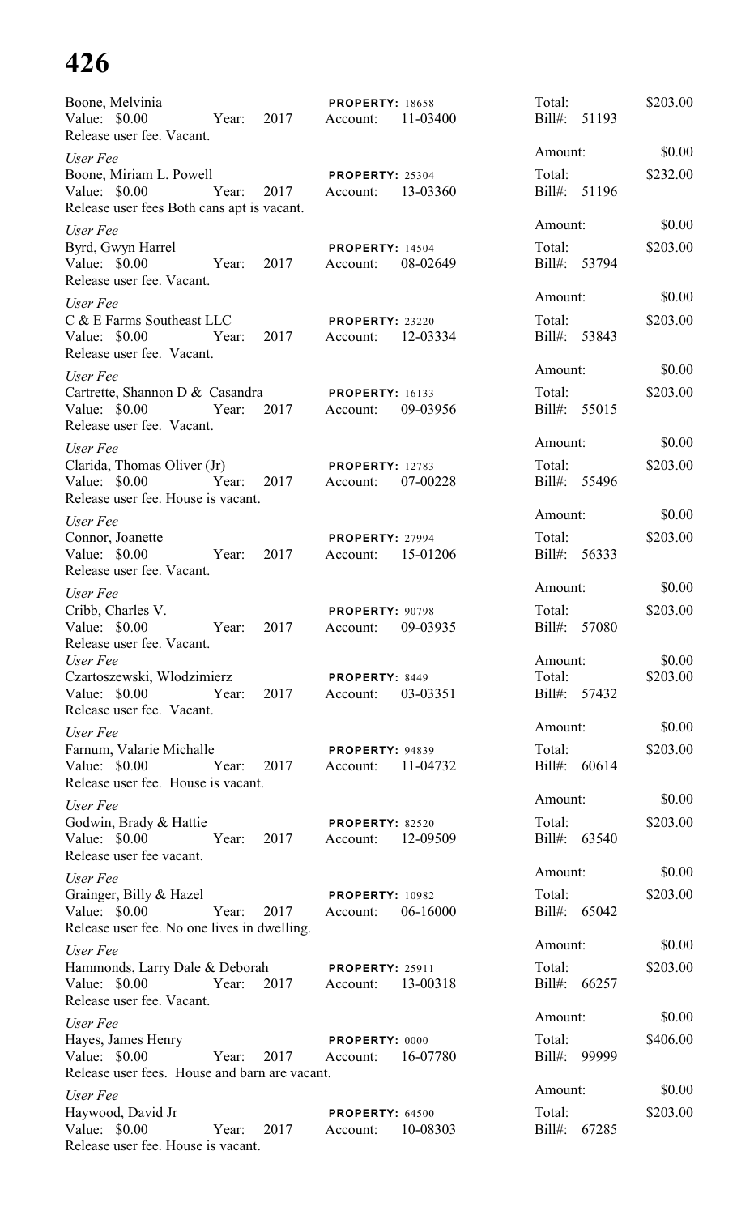Boone, Melvinia | PROPERTY: 18658 | Total: $203.00
Value: $0.00 Year: 2017 Account: 11-03400 Bill#: 51193
Release user fee. Vacant.

*User Fee* Amount: $0.00

Boone, Miriam L. Powell | PROPERTY: 25304 | Total: $232.00
Value: $0.00 Year: 2017 Account: 13-03360 Bill#: 51196
Release user fees Both cans apt is vacant.

*User Fee* Amount: $0.00

Byrd, Gwyn Harrel | PROPERTY: 14504 | Total: $203.00
Value: $0.00 Year: 2017 Account: 08-02649 Bill#: 53794
Release user fee. Vacant.

*User Fee* Amount: $0.00

C & E Farms Southeast LLC | PROPERTY: 23220 | Total: $203.00
Value: $0.00 Year: 2017 Account: 12-03334 Bill#: 53843
Release user fee. Vacant.

*User Fee* Amount: $0.00

Cartrette, Shannon D & Casandra | PROPERTY: 16133 | Total: $203.00
Value: $0.00 Year: 2017 Account: 09-03956 Bill#: 55015
Release user fee. Vacant.

*User Fee* Amount: $0.00

Clarida, Thomas Oliver (Jr) | PROPERTY: 12783 | Total: $203.00
Value: $0.00 Year: 2017 Account: 07-00228 Bill#: 55496
Release user fee. House is vacant.

*User Fee* Amount: $0.00

Connor, Joanette | PROPERTY: 27994 | Total: $203.00
Value: $0.00 Year: 2017 Account: 15-01206 Bill#: 56333
Release user fee. Vacant.

*User Fee* Amount: $0.00

Cribb, Charles V. | PROPERTY: 90798 | Total: $203.00
Value: $0.00 Year: 2017 Account: 09-03935 Bill#: 57080
Release user fee. Vacant.

*User Fee* Amount: $0.00

Czartoszewski, Wlodzimierz | PROPERTY: 8449 | Total: $203.00
Value: $0.00 Year: 2017 Account: 03-03351 Bill#: 57432
Release user fee. Vacant.

*User Fee* Amount: $0.00

Farnum, Valarie Michalle | PROPERTY: 94839 | Total: $203.00
Value: $0.00 Year: 2017 Account: 11-04732 Bill#: 60614
Release user fee. House is vacant.

*User Fee* Amount: $0.00

Godwin, Brady & Hattie | PROPERTY: 82520 | Total: $203.00
Value: $0.00 Year: 2017 Account: 12-09509 Bill#: 63540
Release user fee vacant.

*User Fee* Amount: $0.00

Grainger, Billy & Hazel | PROPERTY: 10982 | Total: $203.00
Value: $0.00 Year: 2017 Account: 06-16000 Bill#: 65042
Release user fee. No one lives in dwelling.

*User Fee* Amount: $0.00

Hammonds, Larry Dale & Deborah | PROPERTY: 25911 | Total: $203.00
Value: $0.00 Year: 2017 Account: 13-00318 Bill#: 66257
Release user fee. Vacant.

*User Fee* Amount: $0.00

Hayes, James Henry | PROPERTY: 0000 | Total: $406.00
Value: $0.00 Year: 2017 Account: 16-07780 Bill#: 99999
Release user fees. House and barn are vacant.

*User Fee* Amount: $0.00

Haywood, David Jr | PROPERTY: 64500 | Total: $203.00
Value: $0.00 Year: 2017 Account: 10-08303 Bill#: 67285
Release user fee. House is vacant.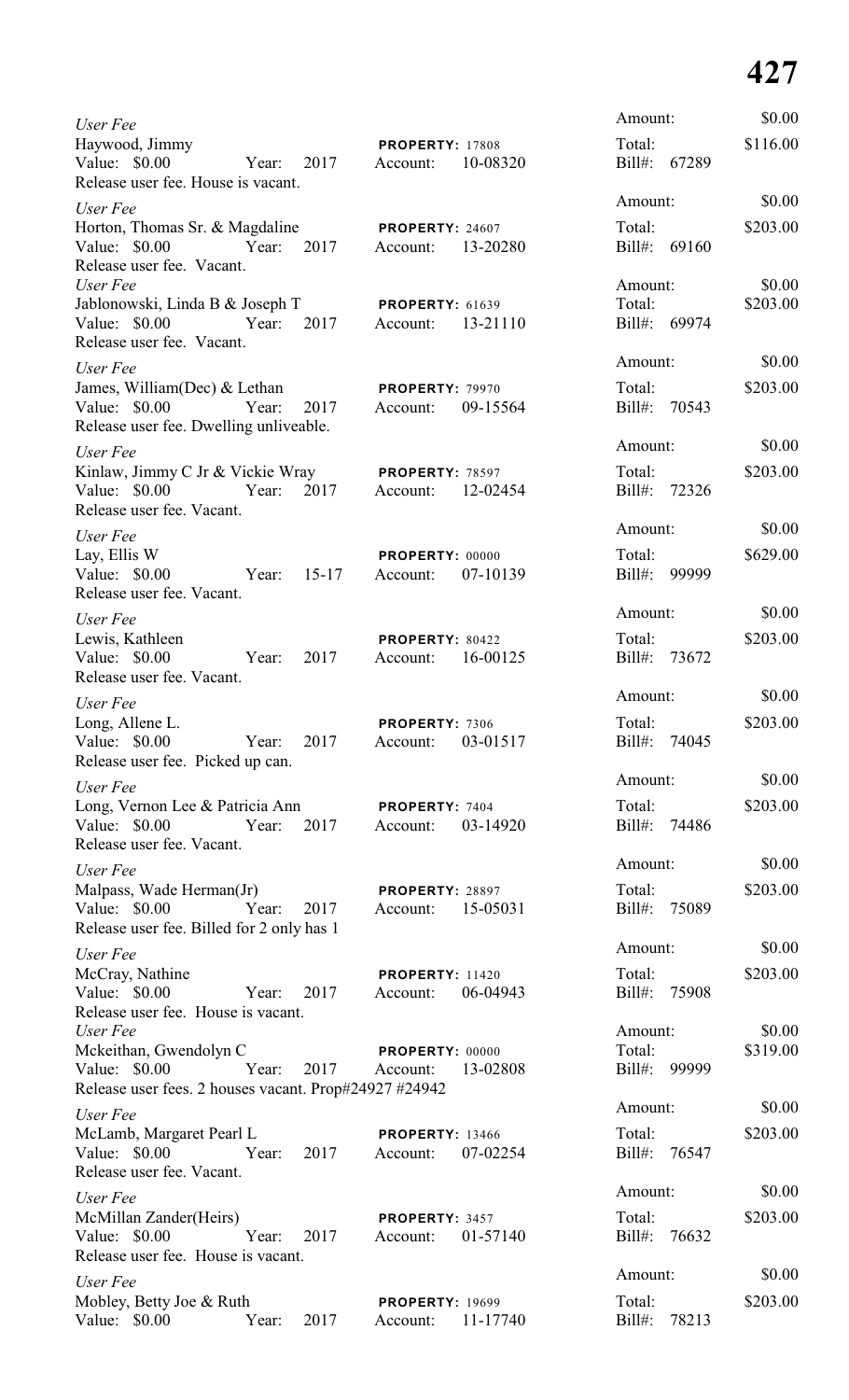*User Fee*
Haywood, Jimmy — PROPERTY: 17808
Value: $0.00 Year: 2017 Account: 10-08320
Release user fee. House is vacant.
Amount: $0.00
Total: $116.00
Bill#: 67289

*User Fee*
Horton, Thomas Sr. & Magdaline — PROPERTY: 24607
Value: $0.00 Year: 2017 Account: 13-20280
Release user fee. Vacant.
Amount: $0.00
Total: $203.00
Bill#: 69160

*User Fee*
Jablonowski, Linda B & Joseph T — PROPERTY: 61639
Value: $0.00 Year: 2017 Account: 13-21110
Release user fee. Vacant.
Amount: $0.00
Total: $203.00
Bill#: 69974

*User Fee*
James, William(Dec) & Lethan — PROPERTY: 79970
Value: $0.00 Year: 2017 Account: 09-15564
Release user fee. Dwelling unliveable.
Amount: $0.00
Total: $203.00
Bill#: 70543

*User Fee*
Kinlaw, Jimmy C Jr & Vickie Wray — PROPERTY: 78597
Value: $0.00 Year: 2017 Account: 12-02454
Release user fee. Vacant.
Amount: $0.00
Total: $203.00
Bill#: 72326

*User Fee*
Lay, Ellis W — PROPERTY: 00000
Value: $0.00 Year: 15-17 Account: 07-10139
Release user fee. Vacant.
Amount: $0.00
Total: $629.00
Bill#: 99999

*User Fee*
Lewis, Kathleen — PROPERTY: 80422
Value: $0.00 Year: 2017 Account: 16-00125
Release user fee. Vacant.
Amount: $0.00
Total: $203.00
Bill#: 73672

*User Fee*
Long, Allene L. — PROPERTY: 7306
Value: $0.00 Year: 2017 Account: 03-01517
Release user fee. Picked up can.
Amount: $0.00
Total: $203.00
Bill#: 74045

*User Fee*
Long, Vernon Lee & Patricia Ann — PROPERTY: 7404
Value: $0.00 Year: 2017 Account: 03-14920
Release user fee. Vacant.
Amount: $0.00
Total: $203.00
Bill#: 74486

*User Fee*
Malpass, Wade Herman(Jr) — PROPERTY: 28897
Value: $0.00 Year: 2017 Account: 15-05031
Release user fee. Billed for 2 only has 1
Amount: $0.00
Total: $203.00
Bill#: 75089

*User Fee*
McCray, Nathine — PROPERTY: 11420
Value: $0.00 Year: 2017 Account: 06-04943
Release user fee. House is vacant.
Amount: $0.00
Total: $203.00
Bill#: 75908

*User Fee*
Mckeithan, Gwendolyn C — PROPERTY: 00000
Value: $0.00 Year: 2017 Account: 13-02808
Release user fees. 2 houses vacant. Prop#24927 #24942
Amount: $0.00
Total: $319.00
Bill#: 99999

*User Fee*
McLamb, Margaret Pearl L — PROPERTY: 13466
Value: $0.00 Year: 2017 Account: 07-02254
Release user fee. Vacant.
Amount: $0.00
Total: $203.00
Bill#: 76547

*User Fee*
McMillan Zander(Heirs) — PROPERTY: 3457
Value: $0.00 Year: 2017 Account: 01-57140
Release user fee. House is vacant.
Amount: $0.00
Total: $203.00
Bill#: 76632

*User Fee*
Mobley, Betty Joe & Ruth — PROPERTY: 19699
Value: $0.00 Year: 2017 Account: 11-17740
Amount: $0.00
Total: $203.00
Bill#: 78213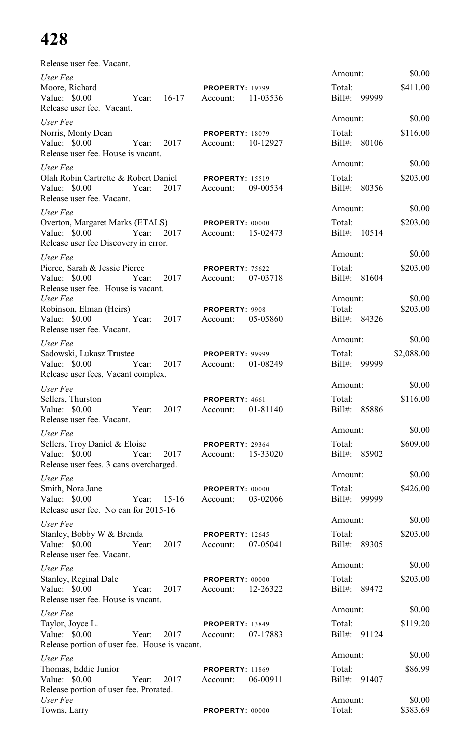Release user fee. Vacant.

Amount: $0.00

*User Fee*
Moore, Richard | **PROPERTY:** 19799 | Total: $411.00
Value: $0.00 Year: 16-17 Account: 11-03536 Bill#: 99999
Release user fee. Vacant.

Amount: $0.00

*User Fee*
Norris, Monty Dean | **PROPERTY:** 18079 | Total: $116.00
Value: $0.00 Year: 2017 Account: 10-12927 Bill#: 80106
Release user fee. House is vacant.

Amount: $0.00

*User Fee*
Olah Robin Cartrette & Robert Daniel | **PROPERTY:** 15519 | Total: $203.00
Value: $0.00 Year: 2017 Account: 09-00534 Bill#: 80356
Release user fee. Vacant.

Amount: $0.00

*User Fee*
Overton, Margaret Marks (ETALS) | **PROPERTY:** 00000 | Total: $203.00
Value: $0.00 Year: 2017 Account: 15-02473 Bill#: 10514
Release user fee Discovery in error.

Amount: $0.00

*User Fee*
Pierce, Sarah & Jessie Pierce | **PROPERTY:** 75622 | Total: $203.00
Value: $0.00 Year: 2017 Account: 07-03718 Bill#: 81604
Release user fee. House is vacant.

Amount: $0.00

*User Fee*
Robinson, Elman (Heirs) | **PROPERTY:** 9908 | Total: $203.00
Value: $0.00 Year: 2017 Account: 05-05860 Bill#: 84326
Release user fee. Vacant.

Amount: $0.00

*User Fee*
Sadowski, Lukasz Trustee | **PROPERTY:** 99999 | Total: $2,088.00
Value: $0.00 Year: 2017 Account: 01-08249 Bill#: 99999
Release user fees. Vacant complex.

Amount: $0.00

*User Fee*
Sellers, Thurston | **PROPERTY:** 4661 | Total: $116.00
Value: $0.00 Year: 2017 Account: 01-81140 Bill#: 85886
Release user fee. Vacant.

Amount: $0.00

*User Fee*
Sellers, Troy Daniel & Eloise | **PROPERTY:** 29364 | Total: $609.00
Value: $0.00 Year: 2017 Account: 15-33020 Bill#: 85902
Release user fees. 3 cans overcharged.

Amount: $0.00

*User Fee*
Smith, Nora Jane | **PROPERTY:** 00000 | Total: $426.00
Value: $0.00 Year: 15-16 Account: 03-02066 Bill#: 99999
Release user fee. No can for 2015-16

Amount: $0.00

*User Fee*
Stanley, Bobby W & Brenda | **PROPERTY:** 12645 | Total: $203.00
Value: $0.00 Year: 2017 Account: 07-05041 Bill#: 89305
Release user fee. Vacant.

Amount: $0.00

*User Fee*
Stanley, Reginal Dale | **PROPERTY:** 00000 | Total: $203.00
Value: $0.00 Year: 2017 Account: 12-26322 Bill#: 89472
Release user fee. House is vacant.

Amount: $0.00

*User Fee*
Taylor, Joyce L. | **PROPERTY:** 13849 | Total: $119.20
Value: $0.00 Year: 2017 Account: 07-17883 Bill#: 91124
Release portion of user fee. House is vacant.

Amount: $0.00

*User Fee*
Thomas, Eddie Junior | **PROPERTY:** 11869 | Total: $86.99
Value: $0.00 Year: 2017 Account: 06-00911 Bill#: 91407
Release portion of user fee. Prorated.

Amount: $0.00

*User Fee*
Towns, Larry | **PROPERTY:** 00000 | Total: $383.69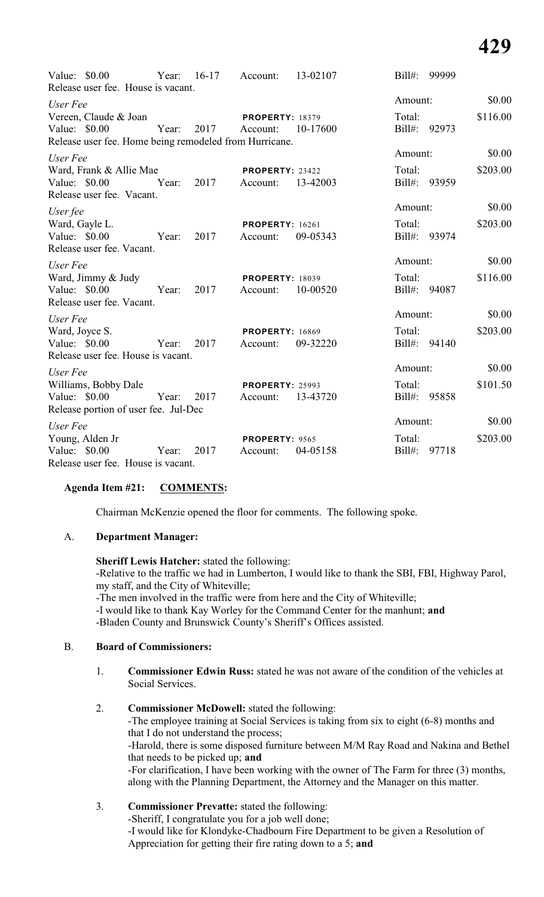Value: $0.00 Year: 16-17 Account: 13-02107 Bill#: 99999
Release user fee. House is vacant.

*User Fee* Amount: $0.00
Vereen, Claude & Joan **PROPERTY:** 18379 Total: $116.00
Value: $0.00 Year: 2017 Account: 10-17600 Bill#: 92973
Release user fee. Home being remodeled from Hurricane.

*User Fee* Amount: $0.00
Ward, Frank & Allie Mae **PROPERTY:** 23422 Total: $203.00
Value: $0.00 Year: 2017 Account: 13-42003 Bill#: 93959
Release user fee. Vacant.

*User fee* Amount: $0.00
Ward, Gayle L. **PROPERTY:** 16261 Total: $203.00
Value: $0.00 Year: 2017 Account: 09-05343 Bill#: 93974
Release user fee. Vacant.

*User Fee* Amount: $0.00
Ward, Jimmy & Judy **PROPERTY:** 18039 Total: $116.00
Value: $0.00 Year: 2017 Account: 10-00520 Bill#: 94087
Release user fee. Vacant.

*User Fee* Amount: $0.00
Ward, Joyce S. **PROPERTY:** 16869 Total: $203.00
Value: $0.00 Year: 2017 Account: 09-32220 Bill#: 94140
Release user fee. House is vacant.

*User Fee* Amount: $0.00
Williams, Bobby Dale **PROPERTY:** 25993 Total: $101.50
Value: $0.00 Year: 2017 Account: 13-43720 Bill#: 95858
Release portion of user fee. Jul-Dec

*User Fee* Amount: $0.00
Young, Alden Jr **PROPERTY:** 9565 Total: $203.00
Value: $0.00 Year: 2017 Account: 04-05158 Bill#: 97718
Release user fee. House is vacant.

**Agenda Item #21: COMMENTS:**

Chairman McKenzie opened the floor for comments. The following spoke.

A. **Department Manager:**

**Sheriff Lewis Hatcher:** stated the following:
-Relative to the traffic we had in Lumberton, I would like to thank the SBI, FBI, Highway Parol, my staff, and the City of Whiteville;
-The men involved in the traffic were from here and the City of Whiteville;
-I would like to thank Kay Worley for the Command Center for the manhunt; **and**
-Bladen County and Brunswick County's Sheriff's Offices assisted.

B. **Board of Commissioners:**

1. **Commissioner Edwin Russ:** stated he was not aware of the condition of the vehicles at Social Services.

2. **Commissioner McDowell:** stated the following:
-The employee training at Social Services is taking from six to eight (6-8) months and that I do not understand the process;
-Harold, there is some disposed furniture between M/M Ray Road and Nakina and Bethel that needs to be picked up; **and**
-For clarification, I have been working with the owner of The Farm for three (3) months, along with the Planning Department, the Attorney and the Manager on this matter.

3. **Commissioner Prevatte:** stated the following:
-Sheriff, I congratulate you for a job well done;
-I would like for Klondyke-Chadbourn Fire Department to be given a Resolution of Appreciation for getting their fire rating down to a 5; **and**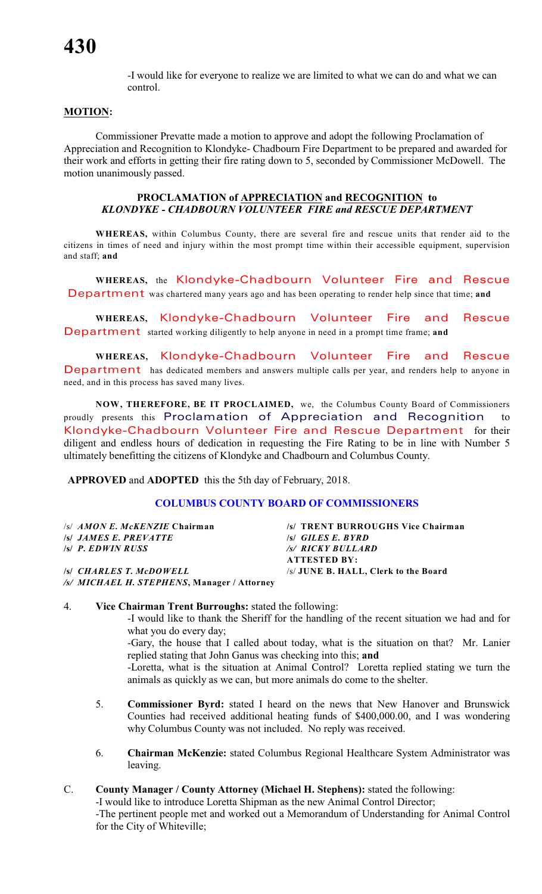-I would like for everyone to realize we are limited to what we can do and what we can control.

**MOTION:**

Commissioner Prevatte made a motion to approve and adopt the following Proclamation of Appreciation and Recognition to Klondyke- Chadbourn Fire Department to be prepared and awarded for their work and efforts in getting their fire rating down to 5, seconded by Commissioner McDowell. The motion unanimously passed.

**PROCLAMATION of APPRECIATION and RECOGNITION to**
***KLONDYKE - CHADBOURN VOLUNTEER FIRE and RESCUE DEPARTMENT***

**WHEREAS,** within Columbus County, there are several fire and rescue units that render aid to the citizens in times of need and injury within the most prompt time within their accessible equipment, supervision and staff; **and**

**WHEREAS,** the Klondyke-Chadbourn Volunteer Fire and Rescue Department was chartered many years ago and has been operating to render help since that time; **and**

**WHEREAS,** Klondyke-Chadbourn Volunteer Fire and Rescue Department started working diligently to help anyone in need in a prompt time frame; **and**

**WHEREAS,** Klondyke-Chadbourn Volunteer Fire and Rescue Department has dedicated members and answers multiple calls per year, and renders help to anyone in need, and in this process has saved many lives.

**NOW, THEREFORE, BE IT PROCLAIMED,** we, the Columbus County Board of Commissioners proudly presents this Proclamation of Appreciation and Recognition to Klondyke-Chadbourn Volunteer Fire and Rescue Department for their diligent and endless hours of dedication in requesting the Fire Rating to be in line with Number 5 ultimately benefitting the citizens of Klondyke and Chadbourn and Columbus County.

**APPROVED** and **ADOPTED** this the 5th day of February, 2018.

**COLUMBUS COUNTY BOARD OF COMMISSIONERS**

/s/ ***AMON E. McKENZIE* Chairman**
/s/ **TRENT BURROUGHS Vice Chairman**
/s/ ***JAMES E. PREVATTE***
/s/ ***GILES E. BYRD***
/s/ ***P. EDWIN RUSS***
/s/ ***RICKY BULLARD***
/s/ ***CHARLES T. McDOWELL***
/s/ ***MICHAEL H. STEPHENS*, Manager / Attorney**

**ATTESTED BY:**
/s/ **JUNE B. HALL, Clerk to the Board**

4. **Vice Chairman Trent Burroughs:** stated the following:
   -I would like to thank the Sheriff for the handling of the recent situation we had and for what you do every day;
   -Gary, the house that I called about today, what is the situation on that? Mr. Lanier replied stating that John Ganus was checking into this; **and**
   -Loretta, what is the situation at Animal Control? Loretta replied stating we turn the animals as quickly as we can, but more animals do come to the shelter.

5. **Commissioner Byrd:** stated I heard on the news that New Hanover and Brunswick Counties had received additional heating funds of $400,000.00, and I was wondering why Columbus County was not included. No reply was received.

6. **Chairman McKenzie:** stated Columbus Regional Healthcare System Administrator was leaving.

C. **County Manager / County Attorney (Michael H. Stephens):** stated the following:
-I would like to introduce Loretta Shipman as the new Animal Control Director;
-The pertinent people met and worked out a Memorandum of Understanding for Animal Control for the City of Whiteville;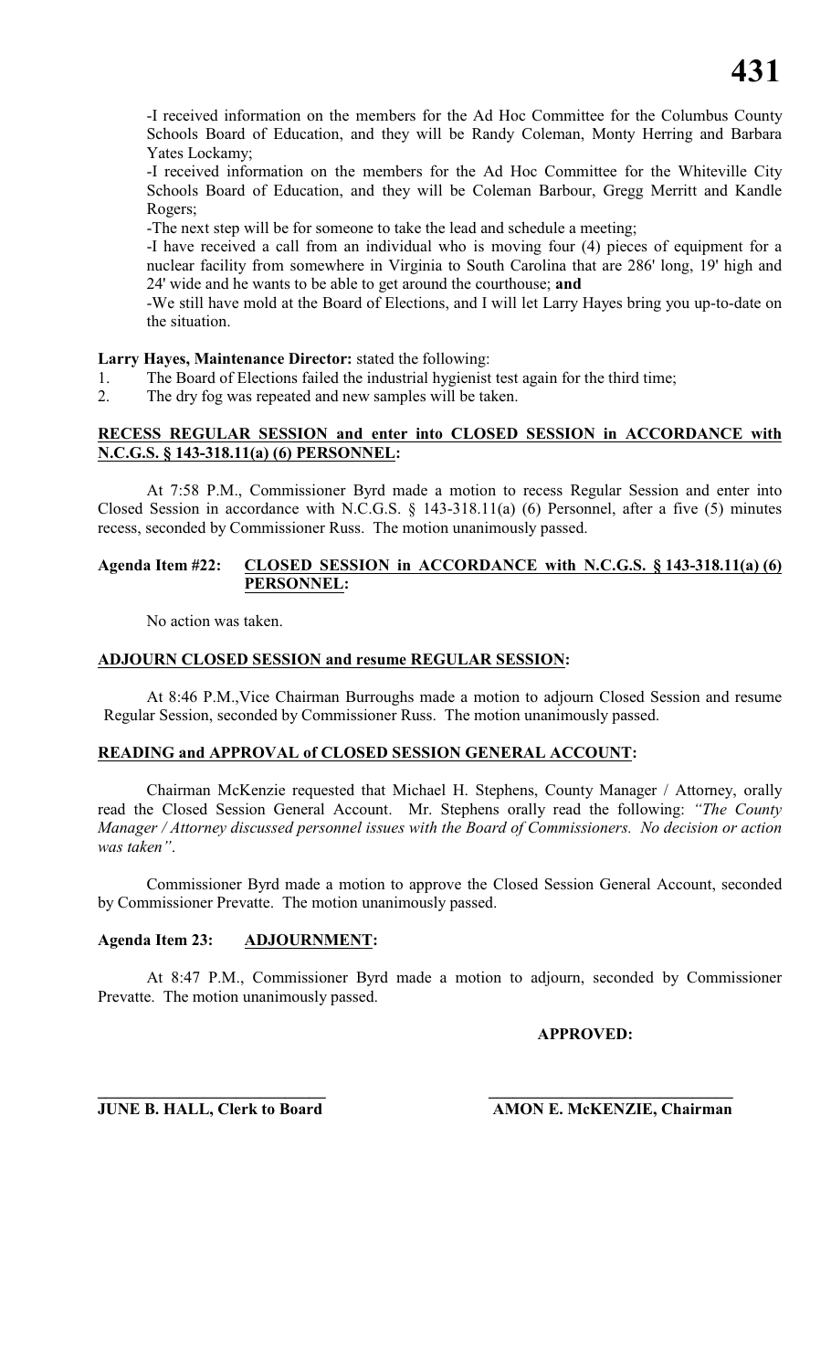-I received information on the members for the Ad Hoc Committee for the Columbus County Schools Board of Education, and they will be Randy Coleman, Monty Herring and Barbara Yates Lockamy;

-I received information on the members for the Ad Hoc Committee for the Whiteville City Schools Board of Education, and they will be Coleman Barbour, Gregg Merritt and Kandle Rogers;

-The next step will be for someone to take the lead and schedule a meeting;

-I have received a call from an individual who is moving four (4) pieces of equipment for a nuclear facility from somewhere in Virginia to South Carolina that are 286' long, 19' high and 24' wide and he wants to be able to get around the courthouse; **and**

-We still have mold at the Board of Elections, and I will let Larry Hayes bring you up-to-date on the situation.

**Larry Hayes, Maintenance Director:** stated the following:

1. The Board of Elections failed the industrial hygienist test again for the third time;
2. The dry fog was repeated and new samples will be taken.

**RECESS REGULAR SESSION and enter into CLOSED SESSION in ACCORDANCE with N.C.G.S. § 143-318.11(a) (6) PERSONNEL:**

At 7:58 P.M., Commissioner Byrd made a motion to recess Regular Session and enter into Closed Session in accordance with N.C.G.S. § 143-318.11(a) (6) Personnel, after a five (5) minutes recess, seconded by Commissioner Russ. The motion unanimously passed.

**Agenda Item #22: CLOSED SESSION in ACCORDANCE with N.C.G.S. § 143-318.11(a) (6) PERSONNEL:**

No action was taken.

**ADJOURN CLOSED SESSION and resume REGULAR SESSION:**

At 8:46 P.M.,Vice Chairman Burroughs made a motion to adjourn Closed Session and resume Regular Session, seconded by Commissioner Russ. The motion unanimously passed.

**READING and APPROVAL of CLOSED SESSION GENERAL ACCOUNT:**

Chairman McKenzie requested that Michael H. Stephens, County Manager / Attorney, orally read the Closed Session General Account. Mr. Stephens orally read the following: *"The County Manager / Attorney discussed personnel issues with the Board of Commissioners. No decision or action was taken"*.

Commissioner Byrd made a motion to approve the Closed Session General Account, seconded by Commissioner Prevatte. The motion unanimously passed.

**Agenda Item 23: ADJOURNMENT:**

At 8:47 P.M., Commissioner Byrd made a motion to adjourn, seconded by Commissioner Prevatte. The motion unanimously passed.

**APPROVED:**

**JUNE B. HALL, Clerk to Board** **AMON E. McKENZIE, Chairman**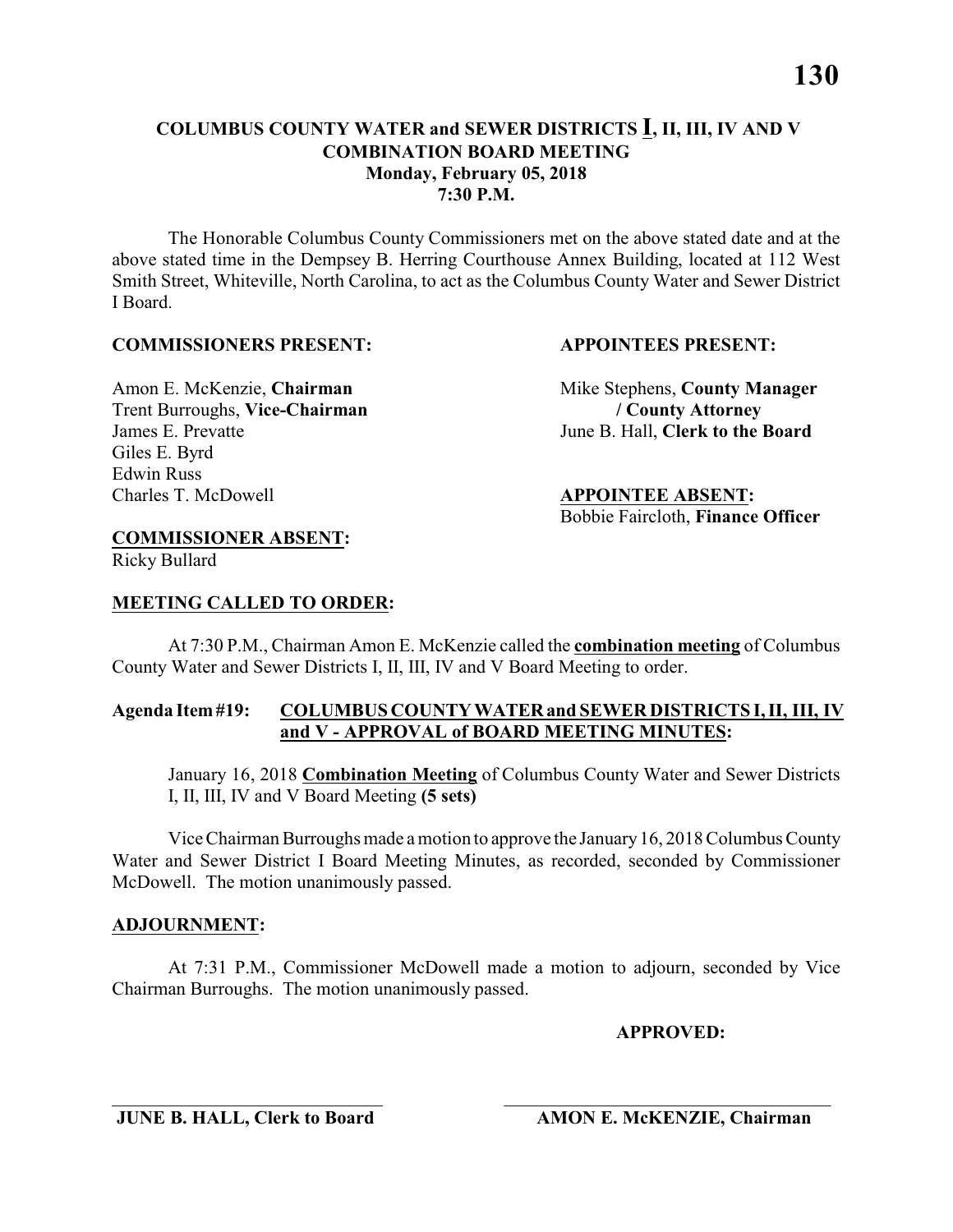# COLUMBUS COUNTY WATER and SEWER DISTRICTS I, II, III, IV AND V COMBINATION BOARD MEETING

**Monday, February 05, 2018**
**7:30 P.M.**

The Honorable Columbus County Commissioners met on the above stated date and at the above stated time in the Dempsey B. Herring Courthouse Annex Building, located at 112 West Smith Street, Whiteville, North Carolina, to act as the Columbus County Water and Sewer District I Board.

**COMMISSIONERS PRESENT:**

Amon E. McKenzie, **Chairman**
Trent Burroughs, **Vice-Chairman**
James E. Prevatte
Giles E. Byrd
Edwin Russ
Charles T. McDowell

**APPOINTEES PRESENT:**

Mike Stephens, **County Manager / County Attorney**
June B. Hall, **Clerk to the Board**

**APPOINTEE ABSENT:**

Bobbie Faircloth, **Finance Officer**

**COMMISSIONER ABSENT:**

Ricky Bullard

**MEETING CALLED TO ORDER:**

At 7:30 P.M., Chairman Amon E. McKenzie called the **combination meeting** of Columbus County Water and Sewer Districts I, II, III, IV and V Board Meeting to order.

**Agenda Item #19: COLUMBUS COUNTY WATER and SEWER DISTRICTS I, II, III, IV and V - APPROVAL of BOARD MEETING MINUTES:**

January 16, 2018 **Combination Meeting** of Columbus County Water and Sewer Districts I, II, III, IV and V Board Meeting **(5 sets)**

Vice Chairman Burroughs made a motion to approve the January 16, 2018 Columbus County Water and Sewer District I Board Meeting Minutes, as recorded, seconded by Commissioner McDowell. The motion unanimously passed.

**ADJOURNMENT:**

At 7:31 P.M., Commissioner McDowell made a motion to adjourn, seconded by Vice Chairman Burroughs. The motion unanimously passed.

**APPROVED:**

_____________________________ **JUNE B. HALL, Clerk to Board**

_____________________________ **AMON E. McKENZIE, Chairman**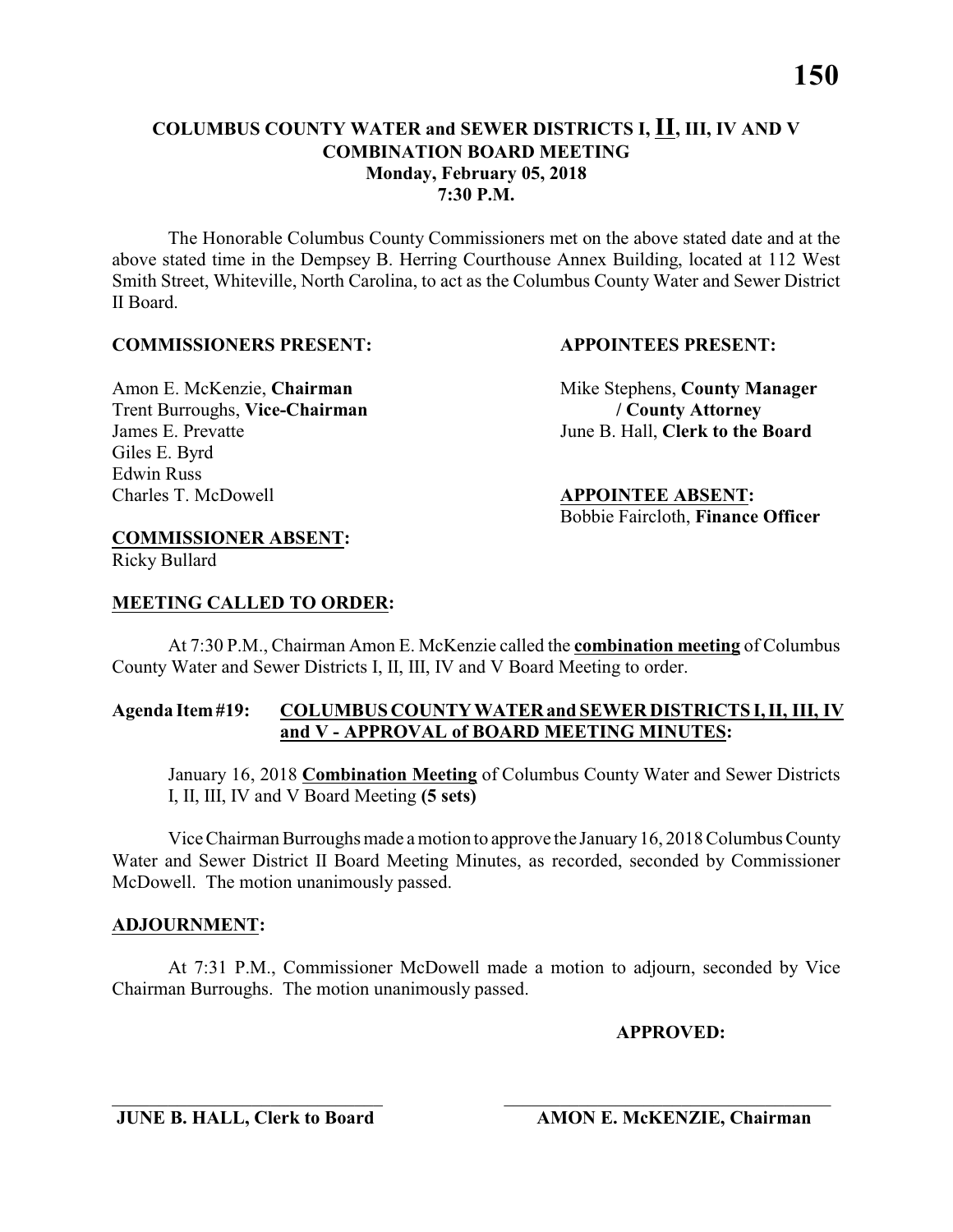# COLUMBUS COUNTY WATER and SEWER DISTRICTS I, II, III, IV AND V COMBINATION BOARD MEETING

**Monday, February 05, 2018**
**7:30 P.M.**

The Honorable Columbus County Commissioners met on the above stated date and at the above stated time in the Dempsey B. Herring Courthouse Annex Building, located at 112 West Smith Street, Whiteville, North Carolina, to act as the Columbus County Water and Sewer District II Board.

**COMMISSIONERS PRESENT:**

Amon E. McKenzie, **Chairman**
Trent Burroughs, **Vice-Chairman**
James E. Prevatte
Giles E. Byrd
Edwin Russ
Charles T. McDowell

**APPOINTEES PRESENT:**

Mike Stephens, **County Manager / County Attorney**
June B. Hall, **Clerk to the Board**

**APPOINTEE ABSENT:**

Bobbie Faircloth, **Finance Officer**

**COMMISSIONER ABSENT:**

Ricky Bullard

**MEETING CALLED TO ORDER:**

At 7:30 P.M., Chairman Amon E. McKenzie called the **combination meeting** of Columbus County Water and Sewer Districts I, II, III, IV and V Board Meeting to order.

**Agenda Item #19: COLUMBUS COUNTY WATER and SEWER DISTRICTS I, II, III, IV and V - APPROVAL of BOARD MEETING MINUTES:**

January 16, 2018 **Combination Meeting** of Columbus County Water and Sewer Districts I, II, III, IV and V Board Meeting **(5 sets)**

Vice Chairman Burroughs made a motion to approve the January 16, 2018 Columbus County Water and Sewer District II Board Meeting Minutes, as recorded, seconded by Commissioner McDowell. The motion unanimously passed.

**ADJOURNMENT:**

At 7:31 P.M., Commissioner McDowell made a motion to adjourn, seconded by Vice Chairman Burroughs. The motion unanimously passed.

**APPROVED:**

\_\_\_\_\_\_\_\_\_\_\_\_\_\_\_\_\_\_\_\_\_\_\_\_\_\_\_\_\_\_
**JUNE B. HALL, Clerk to Board**

\_\_\_\_\_\_\_\_\_\_\_\_\_\_\_\_\_\_\_\_\_\_\_\_\_\_\_\_\_\_
**AMON E. McKENZIE, Chairman**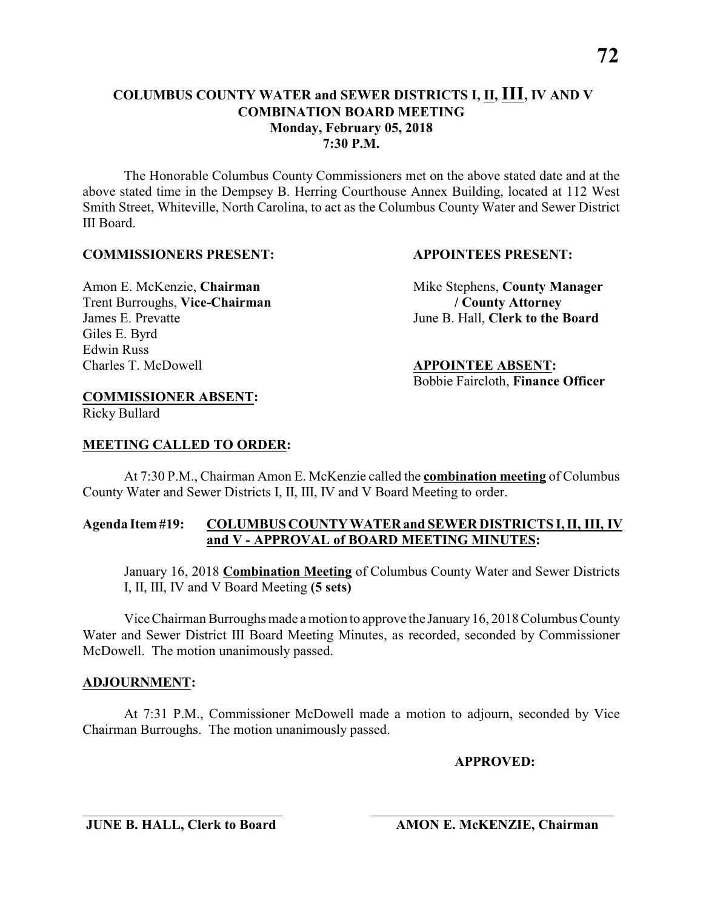# COLUMBUS COUNTY WATER and SEWER DISTRICTS I, II, III, IV AND V
## COMBINATION BOARD MEETING
### Monday, February 05, 2018
### 7:30 P.M.

The Honorable Columbus County Commissioners met on the above stated date and at the above stated time in the Dempsey B. Herring Courthouse Annex Building, located at 112 West Smith Street, Whiteville, North Carolina, to act as the Columbus County Water and Sewer District III Board.

**COMMISSIONERS PRESENT:**

Amon E. McKenzie, **Chairman**
Trent Burroughs, **Vice-Chairman**
James E. Prevatte
Giles E. Byrd
Edwin Russ
Charles T. McDowell

**APPOINTEES PRESENT:**

Mike Stephens, **County Manager / County Attorney**
June B. Hall, **Clerk to the Board**

**APPOINTEE ABSENT:**
Bobbie Faircloth, **Finance Officer**

**COMMISSIONER ABSENT:**
Ricky Bullard

**MEETING CALLED TO ORDER:**

At 7:30 P.M., Chairman Amon E. McKenzie called the **combination meeting** of Columbus County Water and Sewer Districts I, II, III, IV and V Board Meeting to order.

**Agenda Item #19: COLUMBUS COUNTY WATER and SEWER DISTRICTS I, II, III, IV and V - APPROVAL of BOARD MEETING MINUTES:**

January 16, 2018 **Combination Meeting** of Columbus County Water and Sewer Districts I, II, III, IV and V Board Meeting **(5 sets)**

Vice Chairman Burroughs made a motion to approve the January 16, 2018 Columbus County Water and Sewer District III Board Meeting Minutes, as recorded, seconded by Commissioner McDowell. The motion unanimously passed.

**ADJOURNMENT:**

At 7:31 P.M., Commissioner McDowell made a motion to adjourn, seconded by Vice Chairman Burroughs. The motion unanimously passed.

**APPROVED:**

\_\_\_\_\_\_\_\_\_\_\_\_\_\_\_\_\_\_\_\_\_\_\_\_\_\_\_\_\_\_
**JUNE B. HALL, Clerk to Board**

\_\_\_\_\_\_\_\_\_\_\_\_\_\_\_\_\_\_\_\_\_\_\_\_\_\_\_\_\_\_
**AMON E. McKENZIE, Chairman**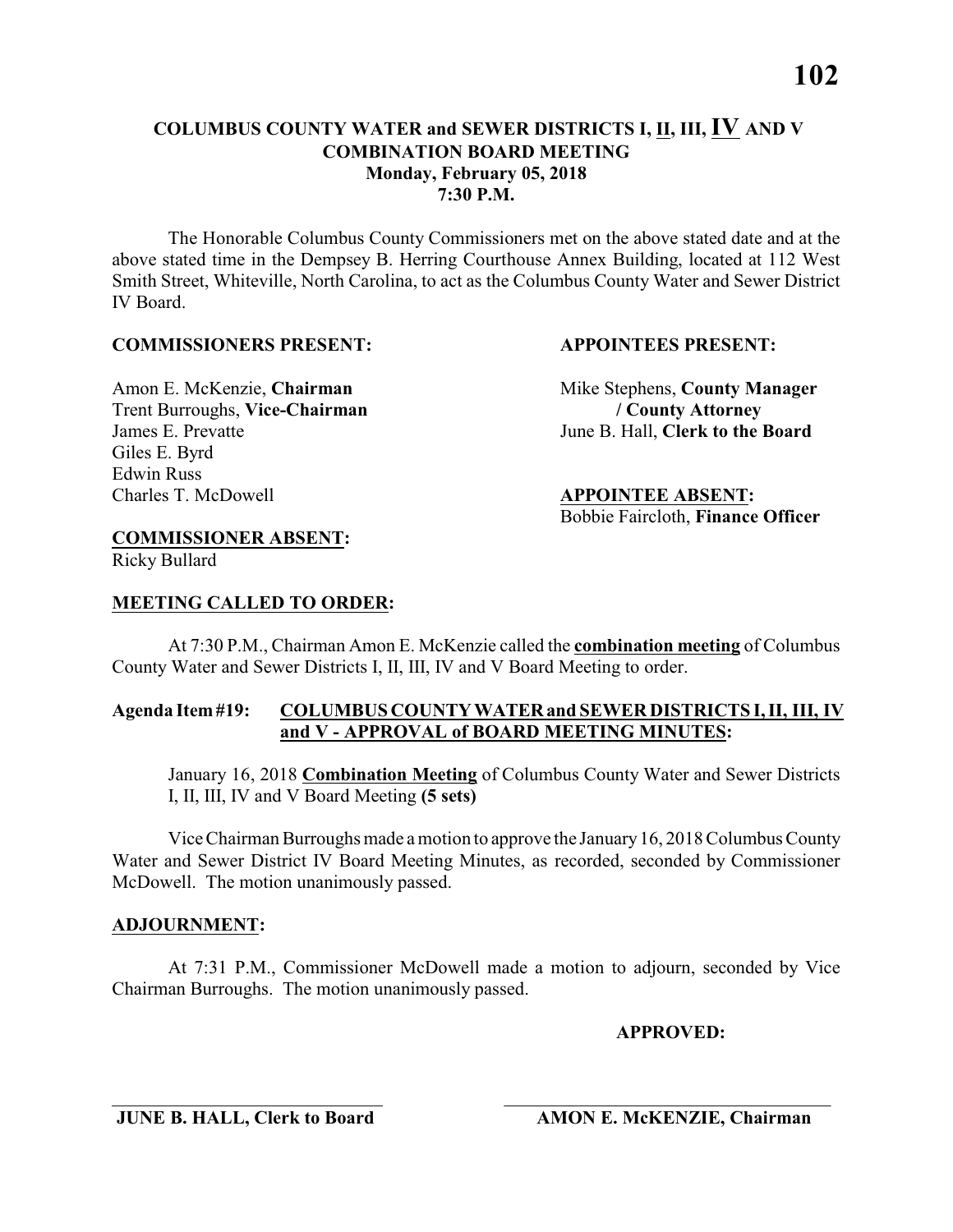# COLUMBUS COUNTY WATER and SEWER DISTRICTS I, <u>II</u>, III, <u>IV</u> AND V
## COMBINATION BOARD MEETING
### Monday, February 05, 2018
### 7:30 P.M.

The Honorable Columbus County Commissioners met on the above stated date and at the above stated time in the Dempsey B. Herring Courthouse Annex Building, located at 112 West Smith Street, Whiteville, North Carolina, to act as the Columbus County Water and Sewer District IV Board.

**COMMISSIONERS PRESENT:**

Amon E. McKenzie, **Chairman**
Trent Burroughs, **Vice-Chairman**
James E. Prevatte
Giles E. Byrd
Edwin Russ
Charles T. McDowell

**COMMISSIONER ABSENT:**
Ricky Bullard

**APPOINTEES PRESENT:**

Mike Stephens, **County Manager / County Attorney**
June B. Hall, **Clerk to the Board**

**APPOINTEE ABSENT:**
Bobbie Faircloth, **Finance Officer**

**MEETING CALLED TO ORDER:**

At 7:30 P.M., Chairman Amon E. McKenzie called the **combination meeting** of Columbus County Water and Sewer Districts I, II, III, IV and V Board Meeting to order.

**Agenda Item #19: COLUMBUS COUNTY WATER and SEWER DISTRICTS I, II, III, IV and V - APPROVAL of BOARD MEETING MINUTES:**

January 16, 2018 **Combination Meeting** of Columbus County Water and Sewer Districts I, II, III, IV and V Board Meeting **(5 sets)**

Vice Chairman Burroughs made a motion to approve the January 16, 2018 Columbus County Water and Sewer District IV Board Meeting Minutes, as recorded, seconded by Commissioner McDowell. The motion unanimously passed.

**ADJOURNMENT:**

At 7:31 P.M., Commissioner McDowell made a motion to adjourn, seconded by Vice Chairman Burroughs. The motion unanimously passed.

**APPROVED:**

______________________________ **JUNE B. HALL, Clerk to Board**

______________________________ **AMON E. McKENZIE, Chairman**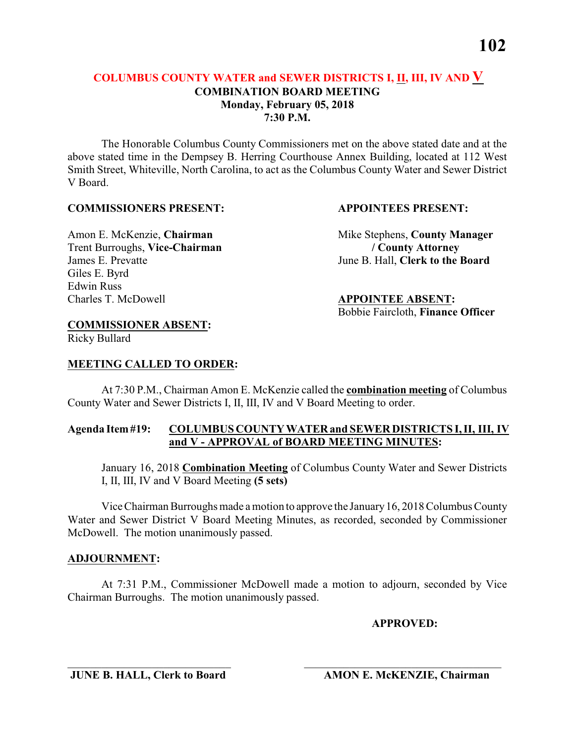# COLUMBUS COUNTY WATER and SEWER DISTRICTS I, II, III, IV AND V

**COMBINATION BOARD MEETING**
**Monday, February 05, 2018**
**7:30 P.M.**

The Honorable Columbus County Commissioners met on the above stated date and at the above stated time in the Dempsey B. Herring Courthouse Annex Building, located at 112 West Smith Street, Whiteville, North Carolina, to act as the Columbus County Water and Sewer District V Board.

**COMMISSIONERS PRESENT:**

Amon E. McKenzie, **Chairman**
Trent Burroughs, **Vice-Chairman**
James E. Prevatte
Giles E. Byrd
Edwin Russ
Charles T. McDowell

**COMMISSIONER ABSENT:**
Ricky Bullard

**APPOINTEES PRESENT:**

Mike Stephens, **County Manager / County Attorney**
June B. Hall, **Clerk to the Board**

**APPOINTEE ABSENT:**
Bobbie Faircloth, **Finance Officer**

**MEETING CALLED TO ORDER:**

At 7:30 P.M., Chairman Amon E. McKenzie called the **combination meeting** of Columbus County Water and Sewer Districts I, II, III, IV and V Board Meeting to order.

**Agenda Item #19: COLUMBUS COUNTY WATER and SEWER DISTRICTS I, II, III, IV and V - APPROVAL of BOARD MEETING MINUTES:**

January 16, 2018 **Combination Meeting** of Columbus County Water and Sewer Districts I, II, III, IV and V Board Meeting **(5 sets)**

Vice Chairman Burroughs made a motion to approve the January 16, 2018 Columbus County Water and Sewer District V Board Meeting Minutes, as recorded, seconded by Commissioner McDowell. The motion unanimously passed.

**ADJOURNMENT:**

At 7:31 P.M., Commissioner McDowell made a motion to adjourn, seconded by Vice Chairman Burroughs. The motion unanimously passed.

**APPROVED:**

\_\_\_\_\_\_\_\_\_\_\_\_\_\_\_\_\_\_\_\_\_\_\_\_\_\_\_\_\_\_
**JUNE B. HALL, Clerk to Board**

\_\_\_\_\_\_\_\_\_\_\_\_\_\_\_\_\_\_\_\_\_\_\_\_\_\_\_\_\_\_
**AMON E. McKENZIE, Chairman**